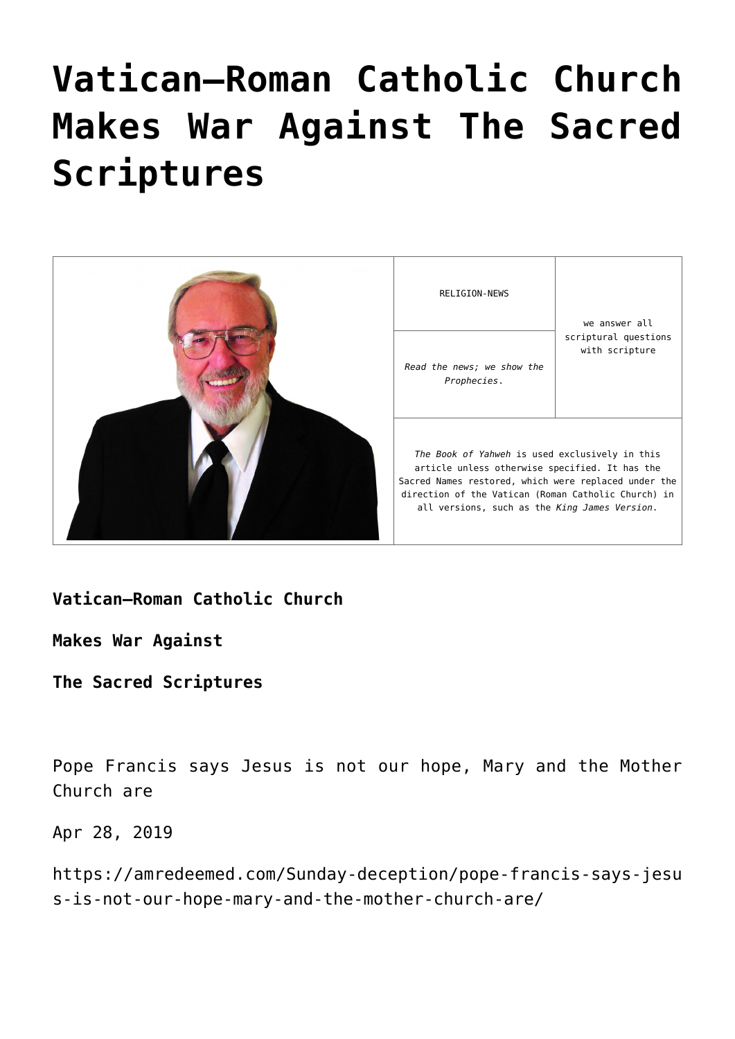# Vatican—Roman Catholic Church Makes War Against The Sacred Scriptures

| | RELIGION-NEWS | we answer all scriptural questions with scripture |
|---|---|---|
| | *Read the news; we show the Prophecies.* | |
| | *The Book of Yahweh* is used exclusively in this article unless otherwise specified. It has the Sacred Names restored, which were replaced under the direction of the Vatican (Roman Catholic Church) in all versions, such as the *King James Version*. | |

**Vatican—Roman Catholic Church**

**Makes War Against**

**The Sacred Scriptures**

Pope Francis says Jesus is not our hope, Mary and the Mother Church are

Apr 28, 2019

https://amredeemed.com/Sunday-deception/pope-francis-says-jesus-is-not-our-hope-mary-and-the-mother-church-are/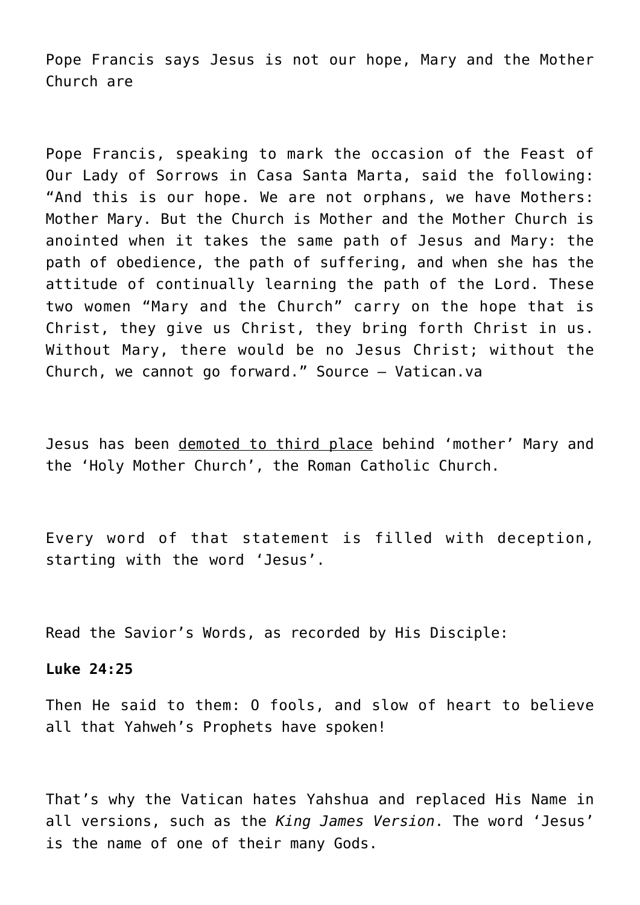Pope Francis says Jesus is not our hope, Mary and the Mother Church are

Pope Francis, speaking to mark the occasion of the Feast of Our Lady of Sorrows in Casa Santa Marta, said the following: "And this is our hope. We are not orphans, we have Mothers: Mother Mary. But the Church is Mother and the Mother Church is anointed when it takes the same path of Jesus and Mary: the path of obedience, the path of suffering, and when she has the attitude of continually learning the path of the Lord. These two women "Mary and the Church" carry on the hope that is Christ, they give us Christ, they bring forth Christ in us. Without Mary, there would be no Jesus Christ; without the Church, we cannot go forward." Source – Vatican.va

Jesus has been demoted to third place behind 'mother' Mary and the 'Holy Mother Church', the Roman Catholic Church.

Every word of that statement is filled with deception, starting with the word 'Jesus'.

Read the Savior's Words, as recorded by His Disciple:

**Luke 24:25**

Then He said to them: O fools, and slow of heart to believe all that Yahweh's Prophets have spoken!

That's why the Vatican hates Yahshua and replaced His Name in all versions, such as the *King James Version*. The word 'Jesus' is the name of one of their many Gods.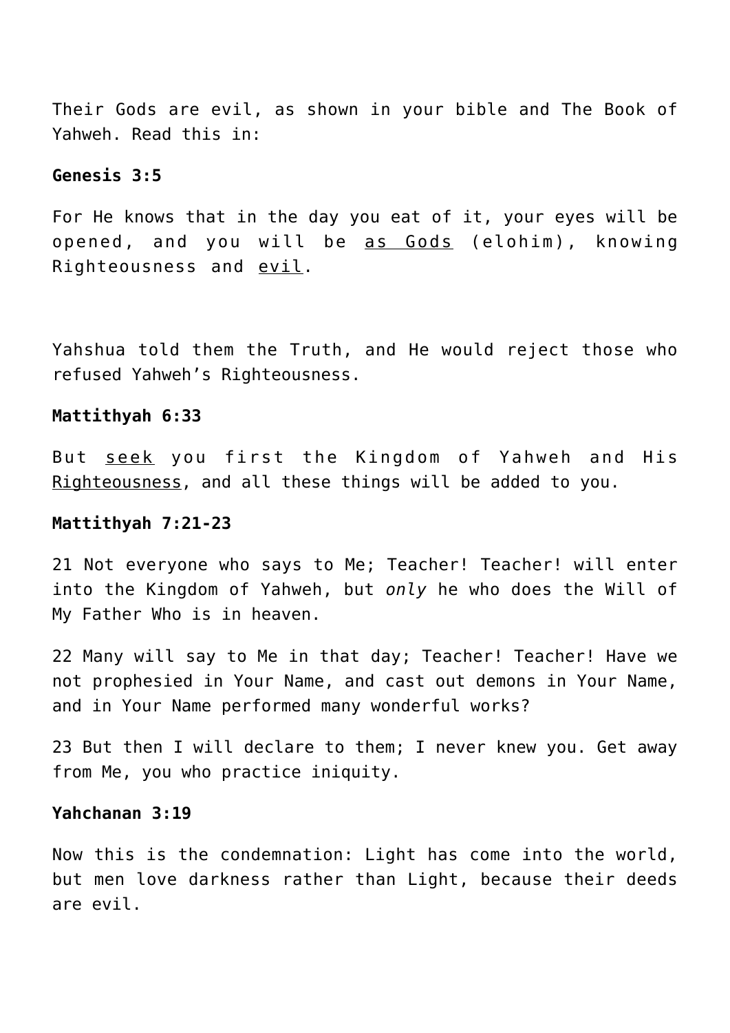Their Gods are evil, as shown in your bible and The Book of Yahweh. Read this in:

**Genesis 3:5**

For He knows that in the day you eat of it, your eyes will be opened, and you will be <u>as Gods</u> (elohim), knowing Righteousness and <u>evil</u>.

Yahshua told them the Truth, and He would reject those who refused Yahweh's Righteousness.

**Mattithyah 6:33**

But <u>seek</u> you first the Kingdom of Yahweh and His <u>Righteousness</u>, and all these things will be added to you.

**Mattithyah 7:21-23**

21 Not everyone who says to Me; Teacher! Teacher! will enter into the Kingdom of Yahweh, but *only* he who does the Will of My Father Who is in heaven.

22 Many will say to Me in that day; Teacher! Teacher! Have we not prophesied in Your Name, and cast out demons in Your Name, and in Your Name performed many wonderful works?

23 But then I will declare to them; I never knew you. Get away from Me, you who practice iniquity.

**Yahchanan 3:19**

Now this is the condemnation: Light has come into the world, but men love darkness rather than Light, because their deeds are evil.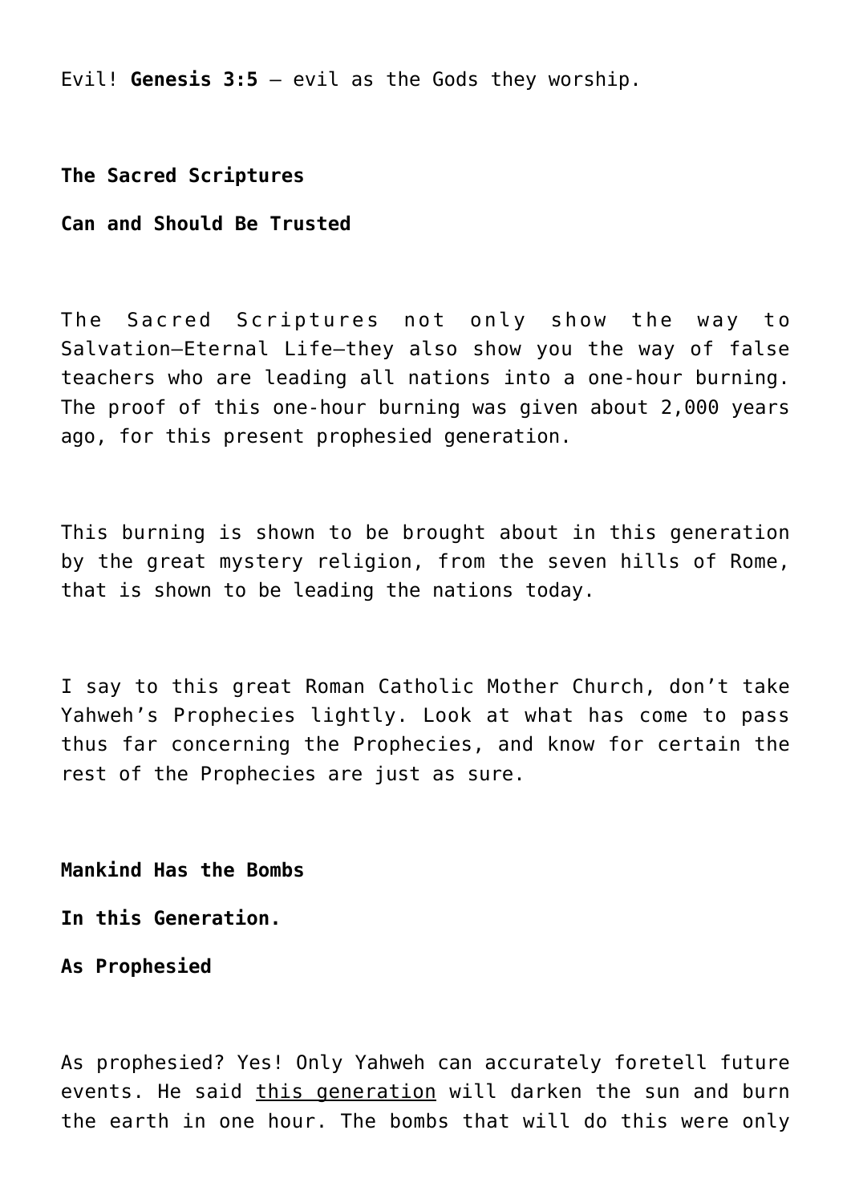Evil! **Genesis 3:5** – evil as the Gods they worship.

**The Sacred Scriptures**

**Can and Should Be Trusted**

The Sacred Scriptures not only show the way to Salvation—Eternal Life—they also show you the way of false teachers who are leading all nations into a one-hour burning. The proof of this one-hour burning was given about 2,000 years ago, for this present prophesied generation.

This burning is shown to be brought about in this generation by the great mystery religion, from the seven hills of Rome, that is shown to be leading the nations today.

I say to this great Roman Catholic Mother Church, don't take Yahweh's Prophecies lightly. Look at what has come to pass thus far concerning the Prophecies, and know for certain the rest of the Prophecies are just as sure.

**Mankind Has the Bombs**

**In this Generation.**

**As Prophesied**

As prophesied? Yes! Only Yahweh can accurately foretell future events. He said <u>this generation</u> will darken the sun and burn the earth in one hour. The bombs that will do this were only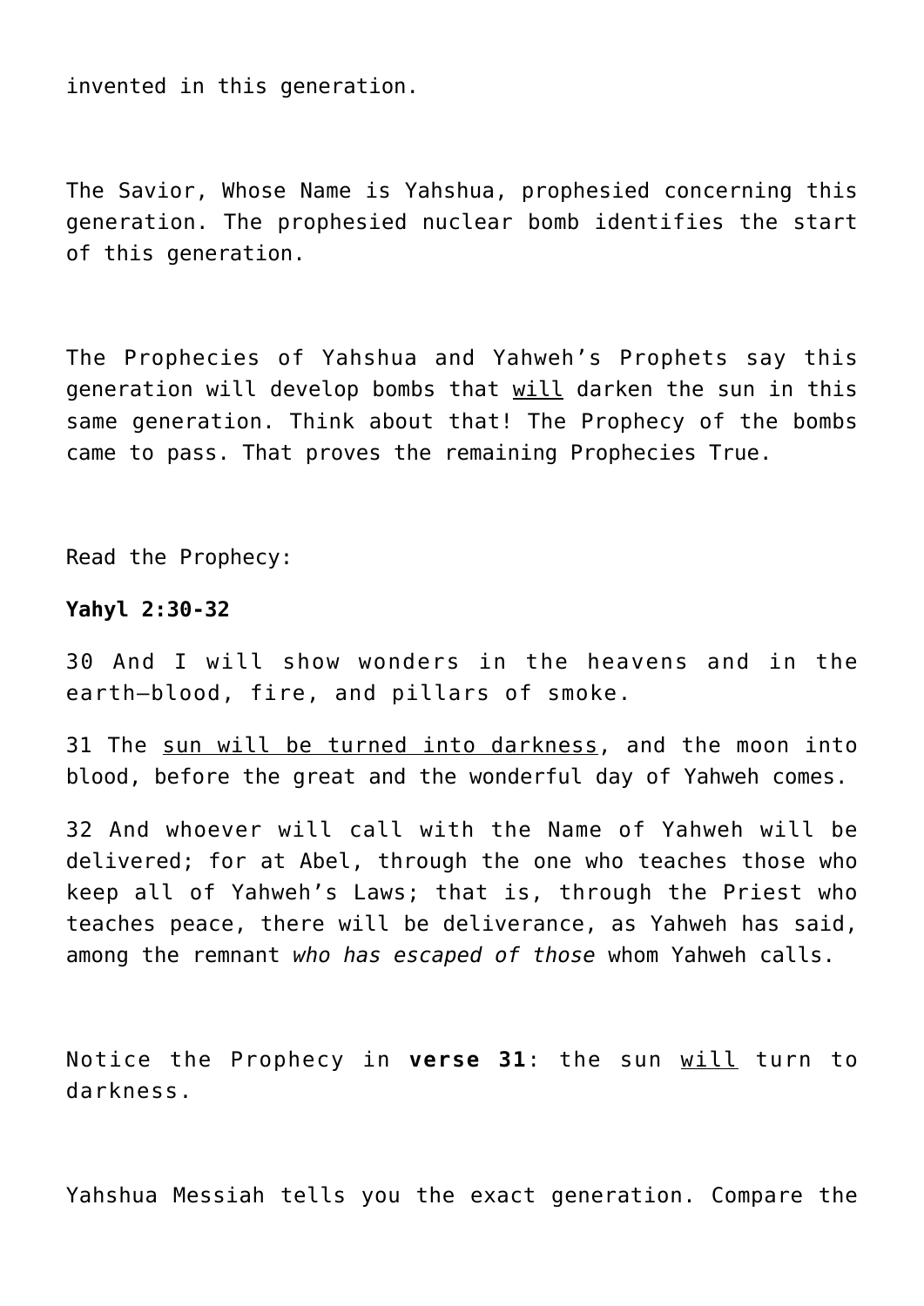invented in this generation.

The Savior, Whose Name is Yahshua, prophesied concerning this generation. The prophesied nuclear bomb identifies the start of this generation.

The Prophecies of Yahshua and Yahweh's Prophets say this generation will develop bombs that <u>will</u> darken the sun in this same generation. Think about that! The Prophecy of the bombs came to pass. That proves the remaining Prophecies True.

Read the Prophecy:

**Yahyl 2:30-32**

30 And I will show wonders in the heavens and in the earth—blood, fire, and pillars of smoke.

31 The <u>sun will be turned into darkness</u>, and the moon into blood, before the great and the wonderful day of Yahweh comes.

32 And whoever will call with the Name of Yahweh will be delivered; for at Abel, through the one who teaches those who keep all of Yahweh's Laws; that is, through the Priest who teaches peace, there will be deliverance, as Yahweh has said, among the remnant *who has escaped of those* whom Yahweh calls.

Notice the Prophecy in **verse 31**: the sun <u>will</u> turn to darkness.

Yahshua Messiah tells you the exact generation. Compare the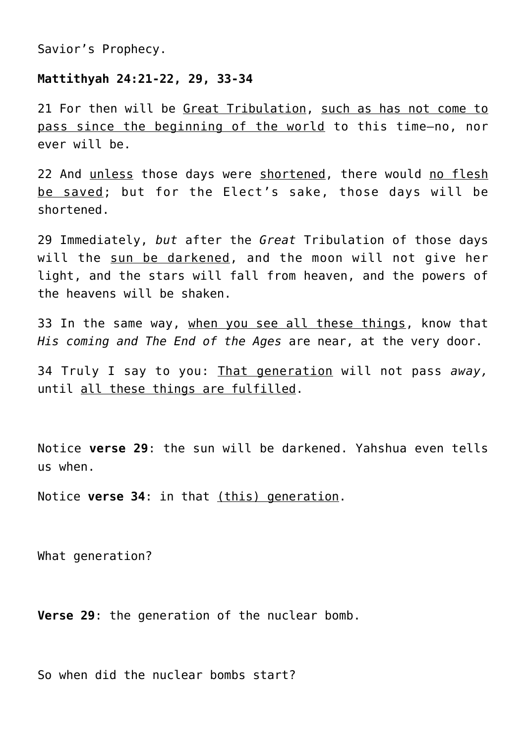Savior's Prophecy.

**Mattithyah 24:21-22, 29, 33-34**

21 For then will be <u>Great Tribulation</u>, <u>such as has not come to pass since the beginning of the world</u> to this time—no, nor ever will be.

22 And <u>unless</u> those days were <u>shortened</u>, there would <u>no flesh be saved</u>; but for the Elect's sake, those days will be shortened.

29 Immediately, *but* after the *Great* Tribulation of those days will the <u>sun be darkened</u>, and the moon will not give her light, and the stars will fall from heaven, and the powers of the heavens will be shaken.

33 In the same way, <u>when you see all these things</u>, know that *His coming and The End of the Ages* are near, at the very door.

34 Truly I say to you: <u>That generation</u> will not pass *away,* until <u>all these things are fulfilled</u>.

Notice **verse 29**: the sun will be darkened. Yahshua even tells us when.

Notice **verse 34**: in that <u>(this) generation</u>.

What generation?

**Verse 29**: the generation of the nuclear bomb.

So when did the nuclear bombs start?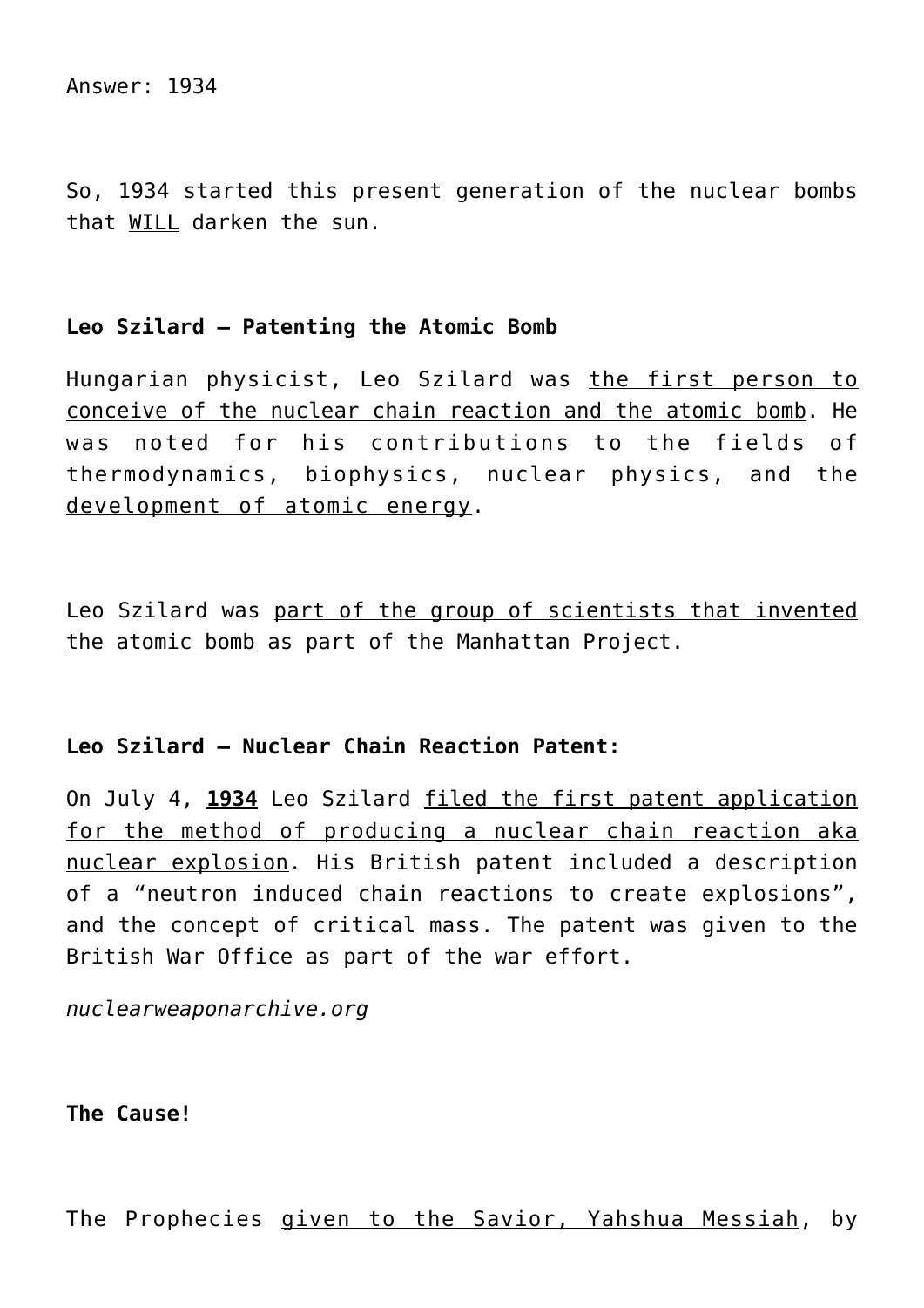Answer: 1934

So, 1934 started this present generation of the nuclear bombs that WILL darken the sun.

**Leo Szilard – Patenting the Atomic Bomb**

Hungarian physicist, Leo Szilard was the first person to conceive of the nuclear chain reaction and the atomic bomb. He was noted for his contributions to the fields of thermodynamics, biophysics, nuclear physics, and the development of atomic energy.

Leo Szilard was part of the group of scientists that invented the atomic bomb as part of the Manhattan Project.

**Leo Szilard – Nuclear Chain Reaction Patent:**

On July 4, **1934** Leo Szilard filed the first patent application for the method of producing a nuclear chain reaction aka nuclear explosion. His British patent included a description of a "neutron induced chain reactions to create explosions", and the concept of critical mass. The patent was given to the British War Office as part of the war effort.

*nuclearweaponarchive.org*

**The Cause!**

The Prophecies given to the Savior, Yahshua Messiah, by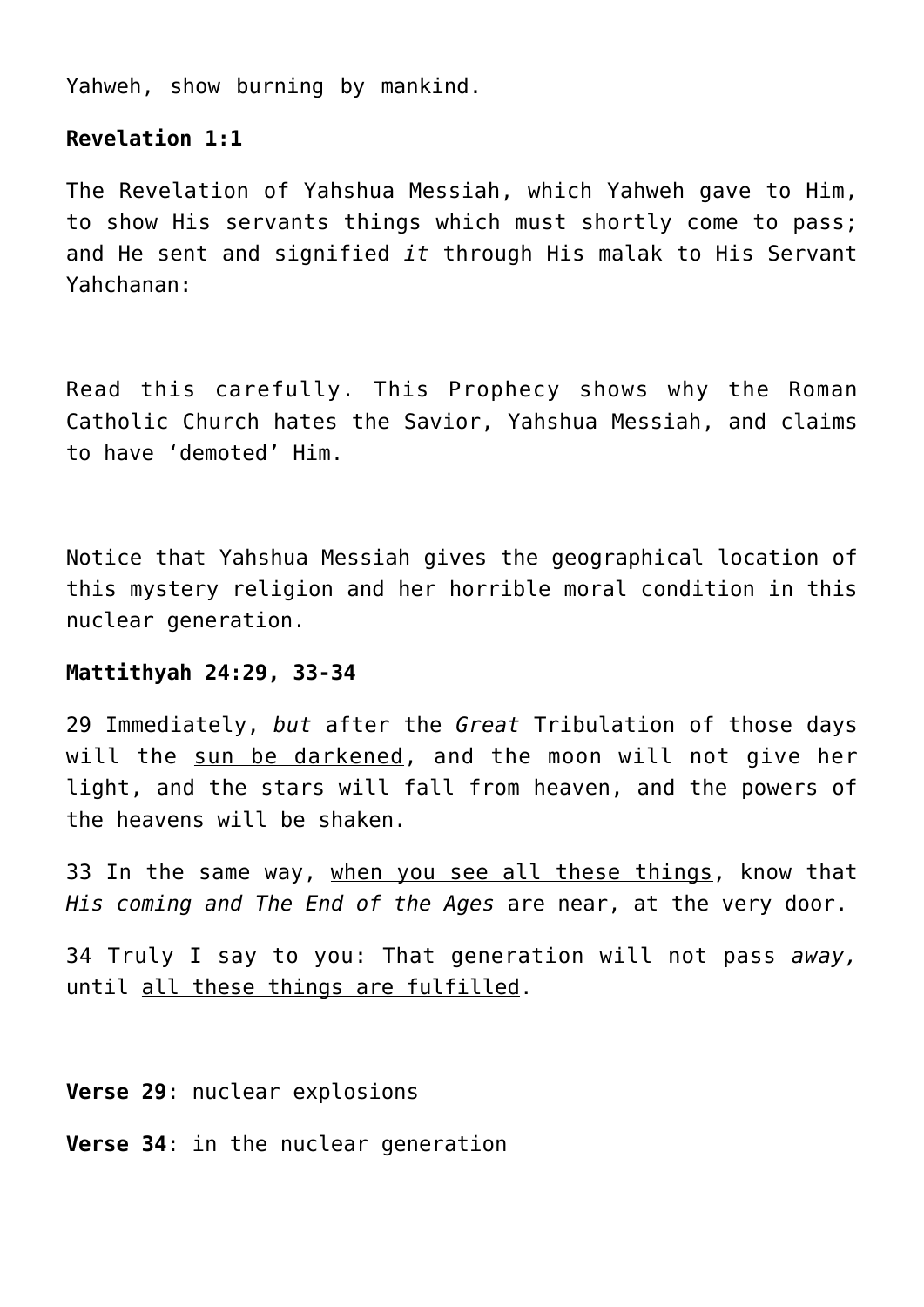Yahweh, show burning by mankind.

**Revelation 1:1**

The Revelation of Yahshua Messiah, which Yahweh gave to Him, to show His servants things which must shortly come to pass; and He sent and signified *it* through His malak to His Servant Yahchanan:

Read this carefully. This Prophecy shows why the Roman Catholic Church hates the Savior, Yahshua Messiah, and claims to have 'demoted' Him.

Notice that Yahshua Messiah gives the geographical location of this mystery religion and her horrible moral condition in this nuclear generation.

**Mattithyah 24:29, 33-34**

29 Immediately, *but* after the *Great* Tribulation of those days will the sun be darkened, and the moon will not give her light, and the stars will fall from heaven, and the powers of the heavens will be shaken.

33 In the same way, when you see all these things, know that *His coming and The End of the Ages* are near, at the very door.

34 Truly I say to you: That generation will not pass *away,* until all these things are fulfilled.

**Verse 29**: nuclear explosions

**Verse 34**: in the nuclear generation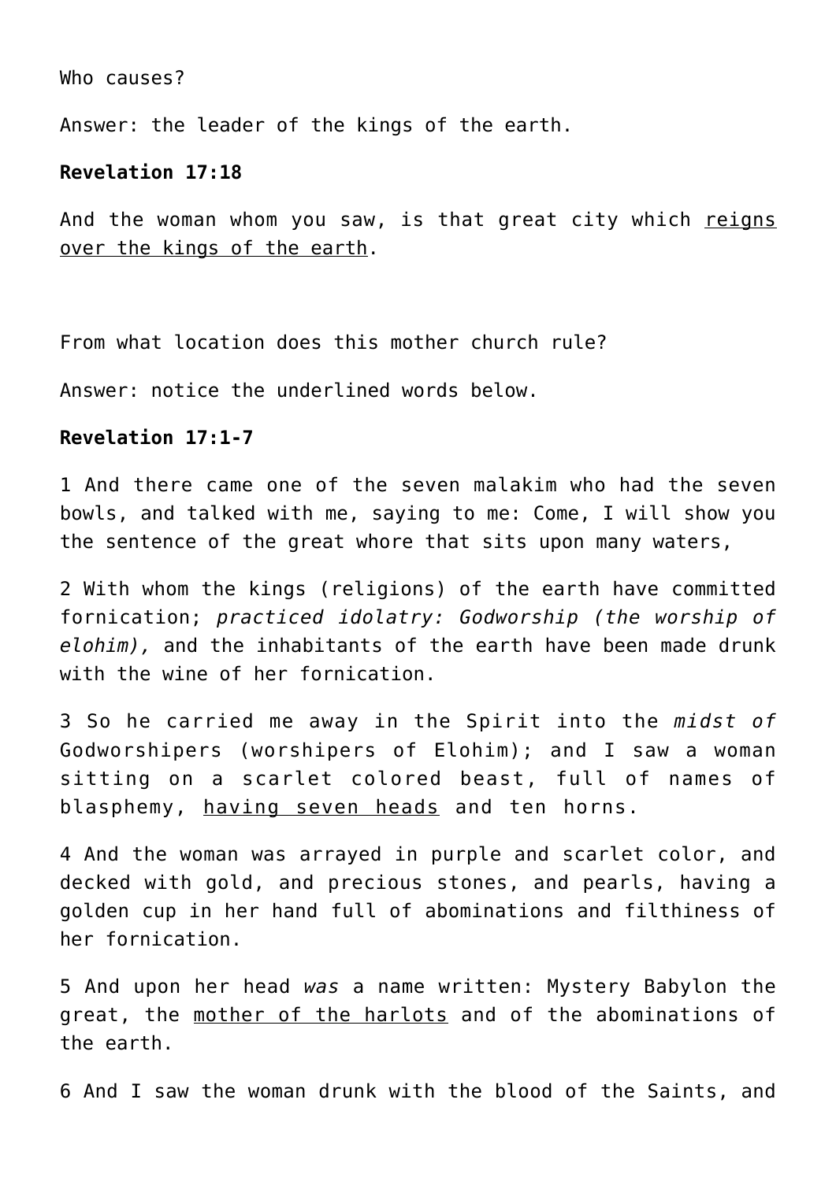Who causes?

Answer: the leader of the kings of the earth.

**Revelation 17:18**

And the woman whom you saw, is that great city which <u>reigns over the kings of the earth</u>.

From what location does this mother church rule?

Answer: notice the underlined words below.

**Revelation 17:1-7**

1 And there came one of the seven malakim who had the seven bowls, and talked with me, saying to me: Come, I will show you the sentence of the great whore that sits upon many waters,

2 With whom the kings (religions) of the earth have committed fornication; *practiced idolatry: Godworship (the worship of elohim),* and the inhabitants of the earth have been made drunk with the wine of her fornication.

3 So he carried me away in the Spirit into the *midst of* Godworshipers (worshipers of Elohim); and I saw a woman sitting on a scarlet colored beast, full of names of blasphemy, <u>having seven heads</u> and ten horns.

4 And the woman was arrayed in purple and scarlet color, and decked with gold, and precious stones, and pearls, having a golden cup in her hand full of abominations and filthiness of her fornication.

5 And upon her head *was* a name written: Mystery Babylon the great, the <u>mother of the harlots</u> and of the abominations of the earth.

6 And I saw the woman drunk with the blood of the Saints, and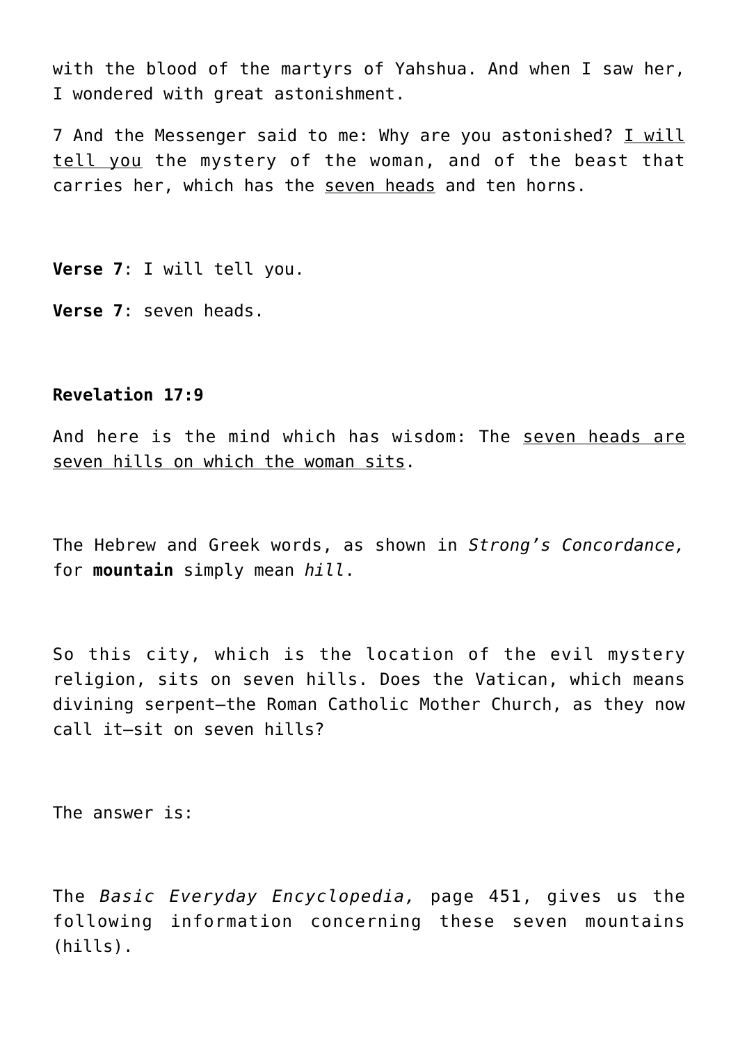with the blood of the martyrs of Yahshua. And when I saw her, I wondered with great astonishment.

7 And the Messenger said to me: Why are you astonished? <u>I will tell you</u> the mystery of the woman, and of the beast that carries her, which has the <u>seven heads</u> and ten horns.

**Verse 7**: I will tell you.

**Verse 7**: seven heads.

**Revelation 17:9**

And here is the mind which has wisdom: The <u>seven heads are seven hills on which the woman sits</u>.

The Hebrew and Greek words, as shown in *Strong's Concordance,* for **mountain** simply mean *hill*.

So this city, which is the location of the evil mystery religion, sits on seven hills. Does the Vatican, which means divining serpent—the Roman Catholic Mother Church, as they now call it—sit on seven hills?

The answer is:

The *Basic Everyday Encyclopedia,* page 451, gives us the following information concerning these seven mountains (hills).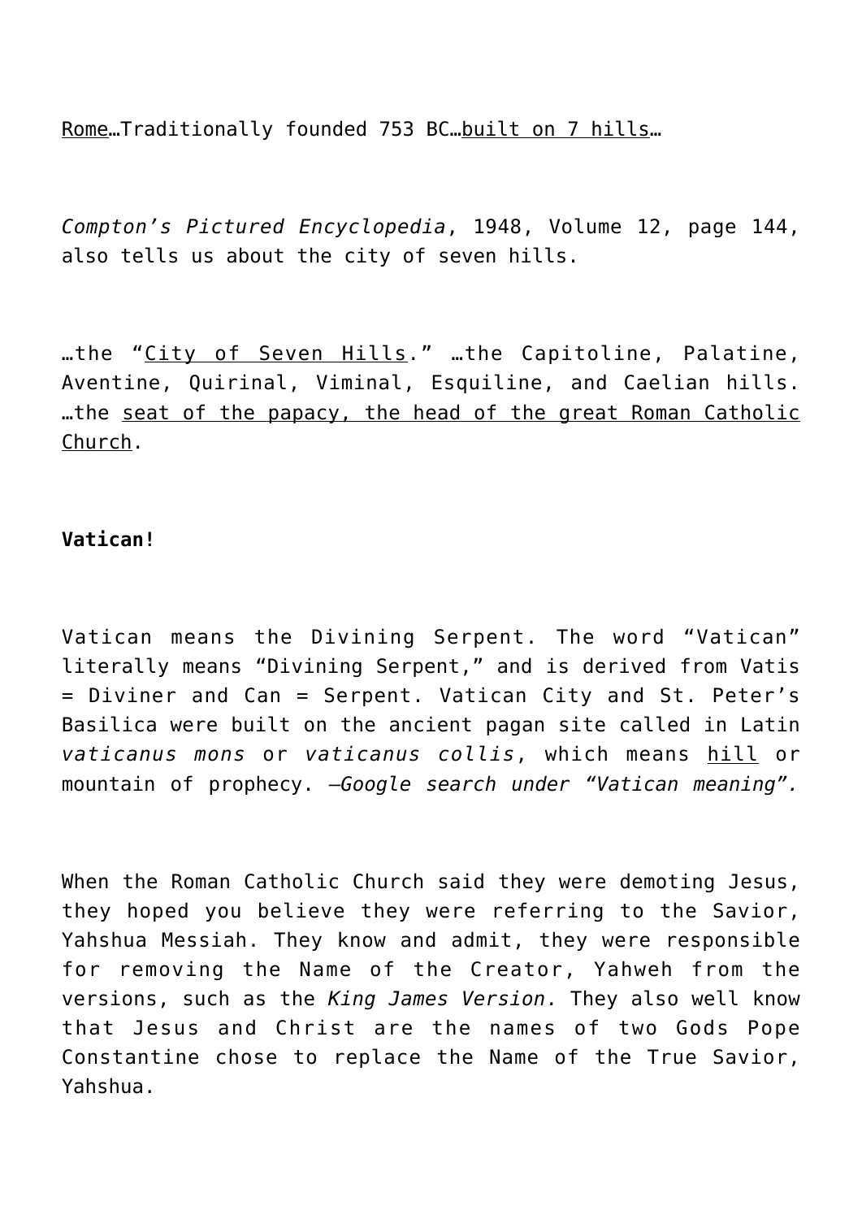Rome…Traditionally founded 753 BC…built on 7 hills…

*Compton's Pictured Encyclopedia*, 1948, Volume 12, page 144, also tells us about the city of seven hills.

…the "City of Seven Hills." …the Capitoline, Palatine, Aventine, Quirinal, Viminal, Esquiline, and Caelian hills. …the seat of the papacy, the head of the great Roman Catholic Church.

**Vatican!**

Vatican means the Divining Serpent. The word "Vatican" literally means "Divining Serpent," and is derived from Vatis = Diviner and Can = Serpent. Vatican City and St. Peter's Basilica were built on the ancient pagan site called in Latin *vaticanus mons* or *vaticanus collis*, which means hill or mountain of prophecy. *–Google search under "Vatican meaning".*

When the Roman Catholic Church said they were demoting Jesus, they hoped you believe they were referring to the Savior, Yahshua Messiah. They know and admit, they were responsible for removing the Name of the Creator, Yahweh from the versions, such as the *King James Version*. They also well know that Jesus and Christ are the names of two Gods Pope Constantine chose to replace the Name of the True Savior, Yahshua.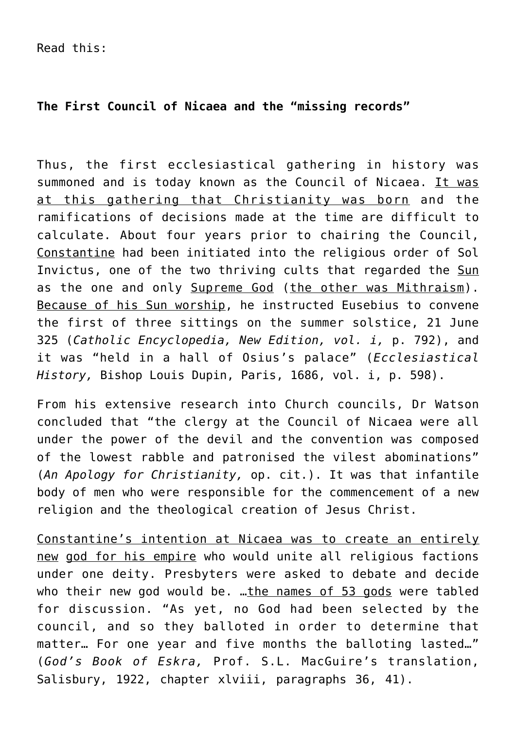Read this:

**The First Council of Nicaea and the "missing records"**

Thus, the first ecclesiastical gathering in history was summoned and is today known as the Council of Nicaea. It was at this gathering that Christianity was born and the ramifications of decisions made at the time are difficult to calculate. About four years prior to chairing the Council, Constantine had been initiated into the religious order of Sol Invictus, one of the two thriving cults that regarded the Sun as the one and only Supreme God (the other was Mithraism). Because of his Sun worship, he instructed Eusebius to convene the first of three sittings on the summer solstice, 21 June 325 (*Catholic Encyclopedia, New Edition, vol. i,* p. 792), and it was "held in a hall of Osius's palace" (*Ecclesiastical History,* Bishop Louis Dupin, Paris, 1686, vol. i, p. 598).

From his extensive research into Church councils, Dr Watson concluded that "the clergy at the Council of Nicaea were all under the power of the devil and the convention was composed of the lowest rabble and patronised the vilest abominations" (*An Apology for Christianity,* op. cit.). It was that infantile body of men who were responsible for the commencement of a new religion and the theological creation of Jesus Christ.

Constantine's intention at Nicaea was to create an entirely new god for his empire who would unite all religious factions under one deity. Presbyters were asked to debate and decide who their new god would be. …the names of 53 gods were tabled for discussion. "As yet, no God had been selected by the council, and so they balloted in order to determine that matter… For one year and five months the balloting lasted…" (*God's Book of Eskra,* Prof. S.L. MacGuire's translation, Salisbury, 1922, chapter xlviii, paragraphs 36, 41).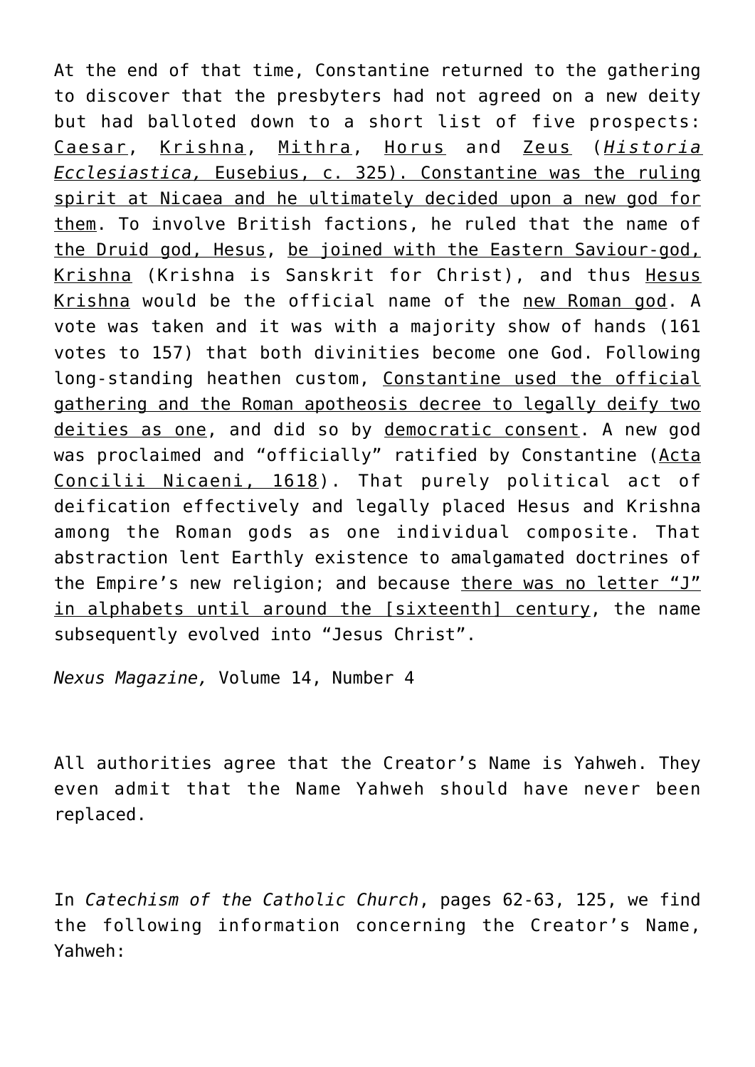At the end of that time, Constantine returned to the gathering to discover that the presbyters had not agreed on a new deity but had balloted down to a short list of five prospects: Caesar, Krishna, Mithra, Horus and Zeus (*Historia Ecclesiastica,* Eusebius, c. 325). Constantine was the ruling spirit at Nicaea and he ultimately decided upon a new god for them. To involve British factions, he ruled that the name of the Druid god, Hesus, be joined with the Eastern Saviour-god, Krishna (Krishna is Sanskrit for Christ), and thus Hesus Krishna would be the official name of the new Roman god. A vote was taken and it was with a majority show of hands (161 votes to 157) that both divinities become one God. Following long-standing heathen custom, Constantine used the official gathering and the Roman apotheosis decree to legally deify two deities as one, and did so by democratic consent. A new god was proclaimed and "officially" ratified by Constantine (Acta Concilii Nicaeni, 1618). That purely political act of deification effectively and legally placed Hesus and Krishna among the Roman gods as one individual composite. That abstraction lent Earthly existence to amalgamated doctrines of the Empire's new religion; and because there was no letter "J" in alphabets until around the [sixteenth] century, the name subsequently evolved into "Jesus Christ".

*Nexus Magazine,* Volume 14, Number 4

All authorities agree that the Creator's Name is Yahweh. They even admit that the Name Yahweh should have never been replaced.

In *Catechism of the Catholic Church*, pages 62-63, 125, we find the following information concerning the Creator's Name, Yahweh: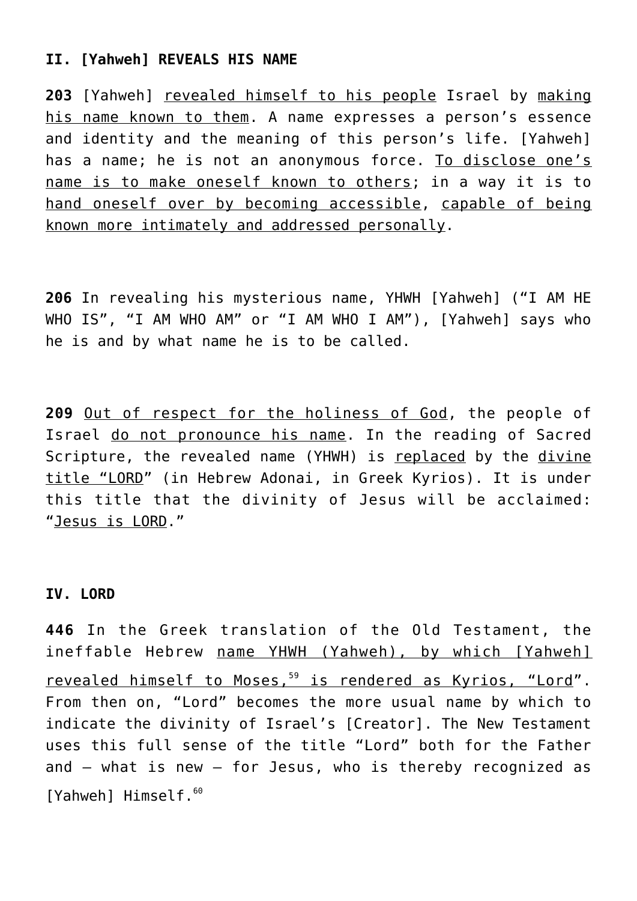**II. [Yahweh] REVEALS HIS NAME**

**203** [Yahweh] revealed himself to his people Israel by making his name known to them. A name expresses a person's essence and identity and the meaning of this person's life. [Yahweh] has a name; he is not an anonymous force. To disclose one's name is to make oneself known to others; in a way it is to hand oneself over by becoming accessible, capable of being known more intimately and addressed personally.

**206** In revealing his mysterious name, YHWH [Yahweh] ("I AM HE WHO IS", "I AM WHO AM" or "I AM WHO I AM"), [Yahweh] says who he is and by what name he is to be called.

**209** Out of respect for the holiness of God, the people of Israel do not pronounce his name. In the reading of Sacred Scripture, the revealed name (YHWH) is replaced by the divine title "LORD" (in Hebrew Adonai, in Greek Kyrios). It is under this title that the divinity of Jesus will be acclaimed: "Jesus is LORD."

**IV. LORD**

**446** In the Greek translation of the Old Testament, the ineffable Hebrew name YHWH (Yahweh), by which [Yahweh] revealed himself to Moses,[59] is rendered as Kyrios, "Lord". From then on, "Lord" becomes the more usual name by which to indicate the divinity of Israel's [Creator]. The New Testament uses this full sense of the title "Lord" both for the Father and – what is new – for Jesus, who is thereby recognized as [Yahweh] Himself.[60]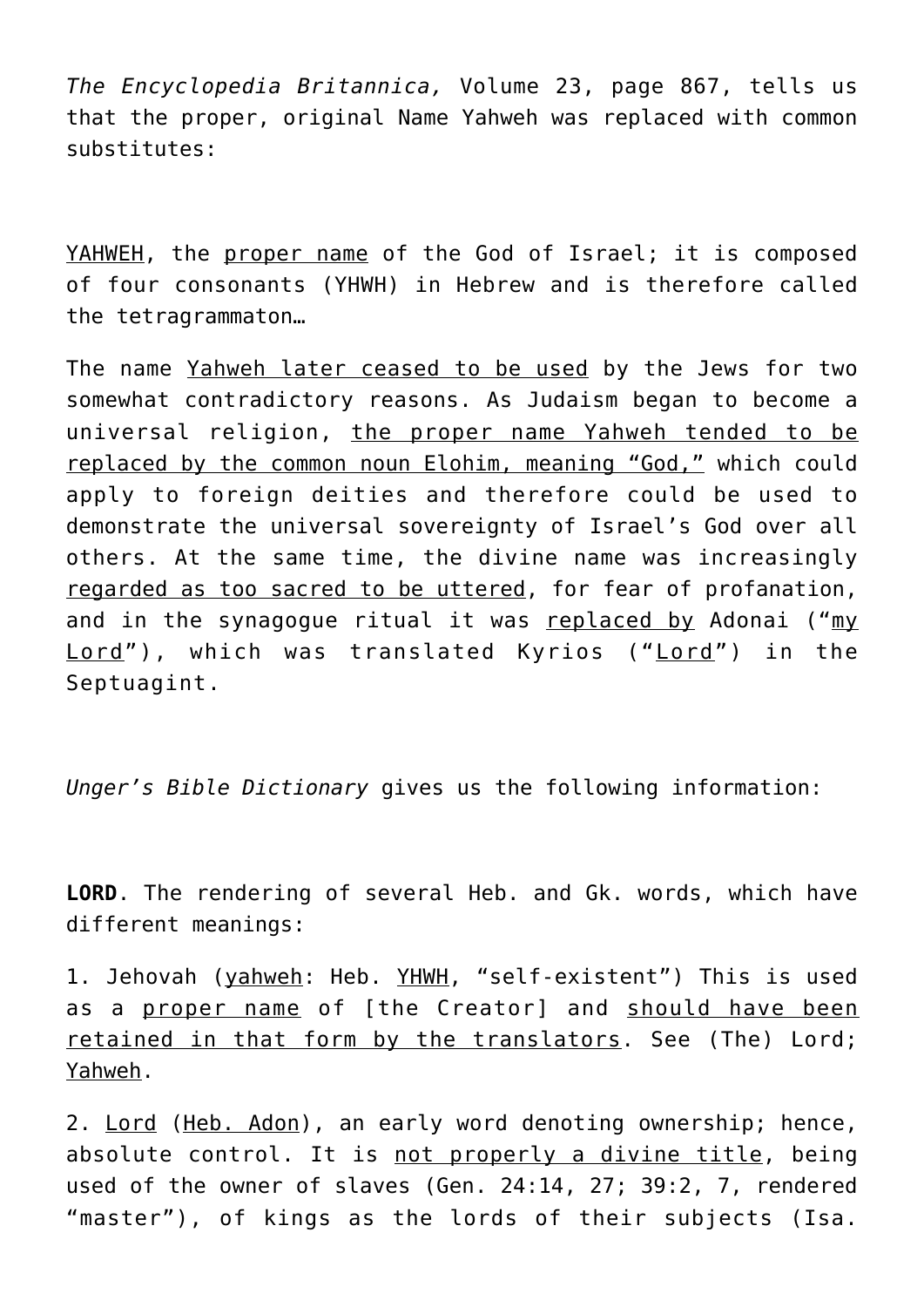*The Encyclopedia Britannica,* Volume 23, page 867, tells us that the proper, original Name Yahweh was replaced with common substitutes:

YAHWEH, the proper name of the God of Israel; it is composed of four consonants (YHWH) in Hebrew and is therefore called the tetragrammaton…

The name Yahweh later ceased to be used by the Jews for two somewhat contradictory reasons. As Judaism began to become a universal religion, the proper name Yahweh tended to be replaced by the common noun Elohim, meaning "God," which could apply to foreign deities and therefore could be used to demonstrate the universal sovereignty of Israel's God over all others. At the same time, the divine name was increasingly regarded as too sacred to be uttered, for fear of profanation, and in the synagogue ritual it was replaced by Adonai ("my Lord"), which was translated Kyrios ("Lord") in the Septuagint.

*Unger's Bible Dictionary* gives us the following information:

**LORD**. The rendering of several Heb. and Gk. words, which have different meanings:

1. Jehovah (yahweh: Heb. YHWH, "self-existent") This is used as a proper name of [the Creator] and should have been retained in that form by the translators. See (The) Lord; Yahweh.

2. Lord (Heb. Adon), an early word denoting ownership; hence, absolute control. It is not properly a divine title, being used of the owner of slaves (Gen. 24:14, 27; 39:2, 7, rendered "master"), of kings as the lords of their subjects (Isa.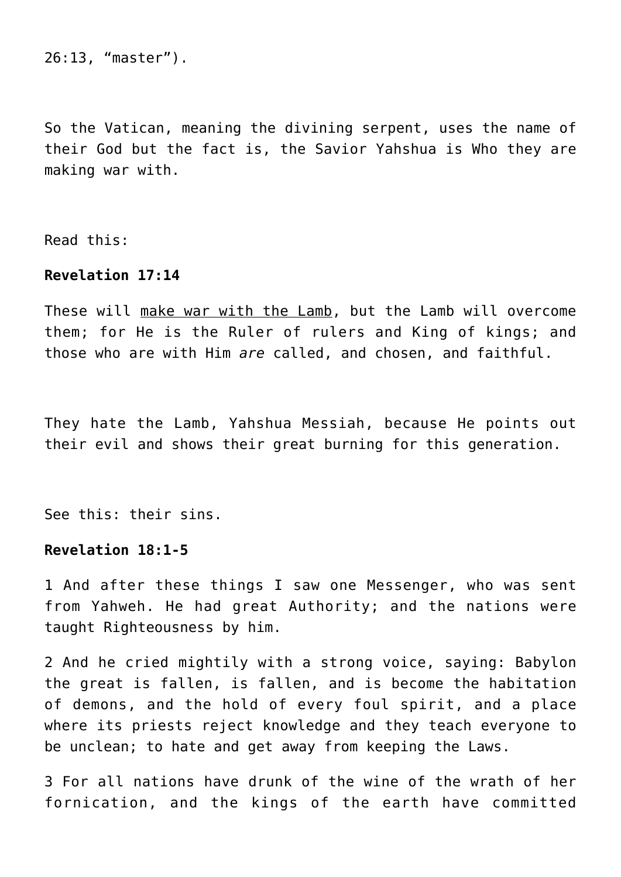26:13, “master”).

So the Vatican, meaning the divining serpent, uses the name of their God but the fact is, the Savior Yahshua is Who they are making war with.

Read this:

**Revelation 17:14**

These will <u>make war with the Lamb</u>, but the Lamb will overcome them; for He is the Ruler of rulers and King of kings; and those who are with Him *are* called, and chosen, and faithful.

They hate the Lamb, Yahshua Messiah, because He points out their evil and shows their great burning for this generation.

See this: their sins.

**Revelation 18:1-5**

1 And after these things I saw one Messenger, who was sent from Yahweh. He had great Authority; and the nations were taught Righteousness by him.

2 And he cried mightily with a strong voice, saying: Babylon the great is fallen, is fallen, and is become the habitation of demons, and the hold of every foul spirit, and a place where its priests reject knowledge and they teach everyone to be unclean; to hate and get away from keeping the Laws.

3 For all nations have drunk of the wine of the wrath of her fornication, and the kings of the earth have committed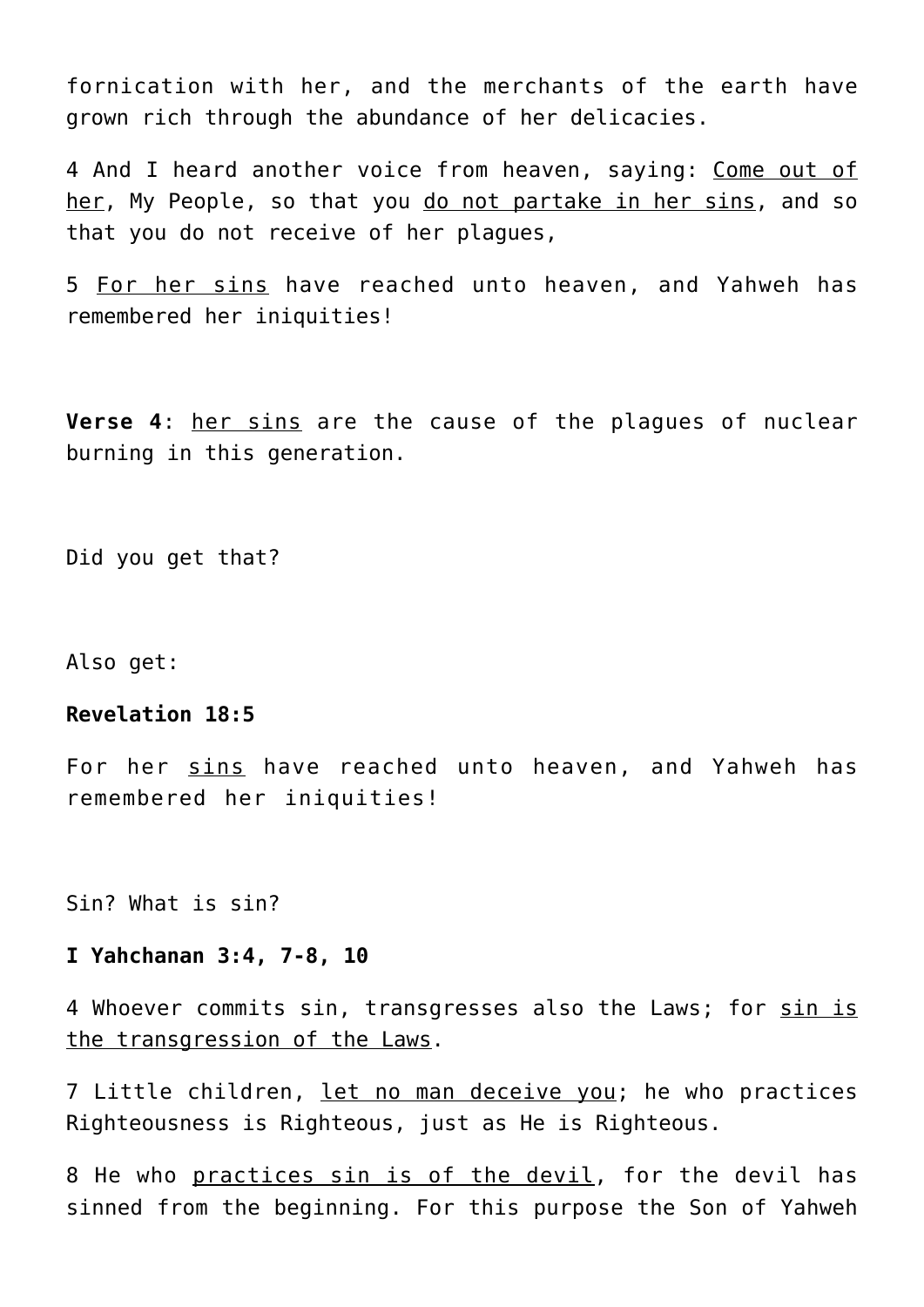fornication with her, and the merchants of the earth have grown rich through the abundance of her delicacies.

4 And I heard another voice from heaven, saying: <u>Come out of her</u>, My People, so that you <u>do not partake in her sins</u>, and so that you do not receive of her plagues,

5 <u>For her sins</u> have reached unto heaven, and Yahweh has remembered her iniquities!

**Verse 4**: <u>her sins</u> are the cause of the plagues of nuclear burning in this generation.

Did you get that?

Also get:

**Revelation 18:5**

For her <u>sins</u> have reached unto heaven, and Yahweh has remembered her iniquities!

Sin? What is sin?

**I Yahchanan 3:4, 7-8, 10**

4 Whoever commits sin, transgresses also the Laws; for <u>sin is the transgression of the Laws</u>.

7 Little children, <u>let no man deceive you</u>; he who practices Righteousness is Righteous, just as He is Righteous.

8 He who <u>practices sin is of the devil</u>, for the devil has sinned from the beginning. For this purpose the Son of Yahweh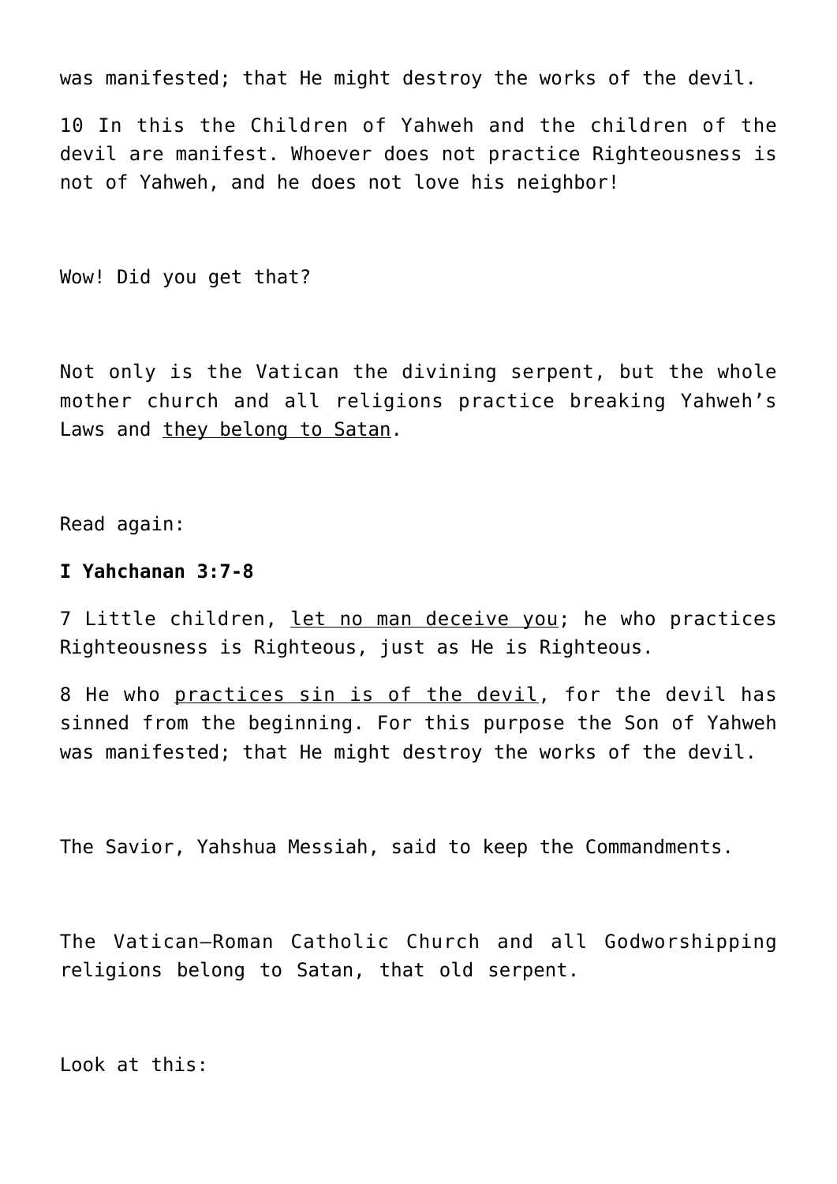was manifested; that He might destroy the works of the devil.

10 In this the Children of Yahweh and the children of the devil are manifest. Whoever does not practice Righteousness is not of Yahweh, and he does not love his neighbor!

Wow! Did you get that?

Not only is the Vatican the divining serpent, but the whole mother church and all religions practice breaking Yahweh's Laws and <u>they belong to Satan</u>.

Read again:

**I Yahchanan 3:7-8**

7 Little children, <u>let no man deceive you</u>; he who practices Righteousness is Righteous, just as He is Righteous.

8 He who <u>practices sin is of the devil</u>, for the devil has sinned from the beginning. For this purpose the Son of Yahweh was manifested; that He might destroy the works of the devil.

The Savior, Yahshua Messiah, said to keep the Commandments.

The Vatican—Roman Catholic Church and all Godworshipping religions belong to Satan, that old serpent.

Look at this: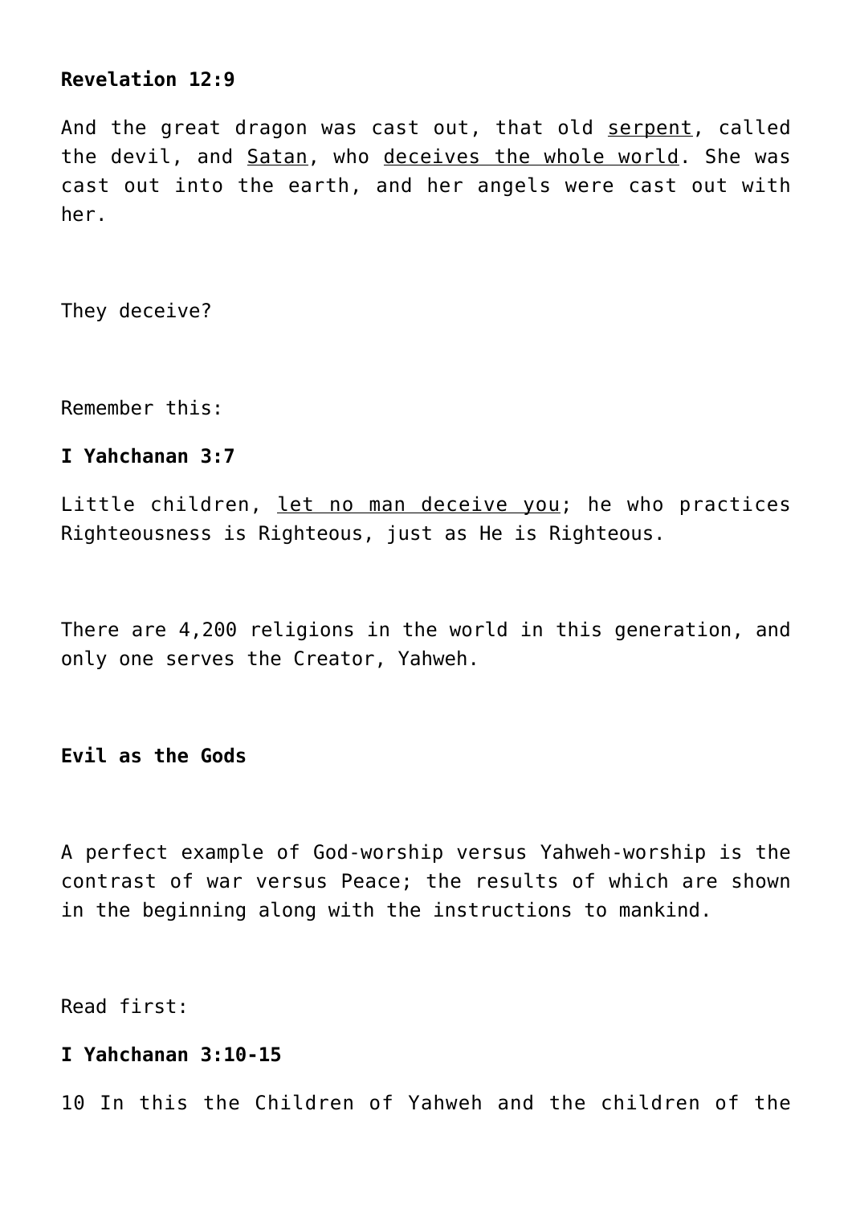**Revelation 12:9**

And the great dragon was cast out, that old <u>serpent</u>, called the devil, and <u>Satan</u>, who <u>deceives the whole world</u>. She was cast out into the earth, and her angels were cast out with her.

They deceive?

Remember this:

**I Yahchanan 3:7**

Little children, <u>let no man deceive you</u>; he who practices Righteousness is Righteous, just as He is Righteous.

There are 4,200 religions in the world in this generation, and only one serves the Creator, Yahweh.

**Evil as the Gods**

A perfect example of God-worship versus Yahweh-worship is the contrast of war versus Peace; the results of which are shown in the beginning along with the instructions to mankind.

Read first:

**I Yahchanan 3:10-15**

10 In this the Children of Yahweh and the children of the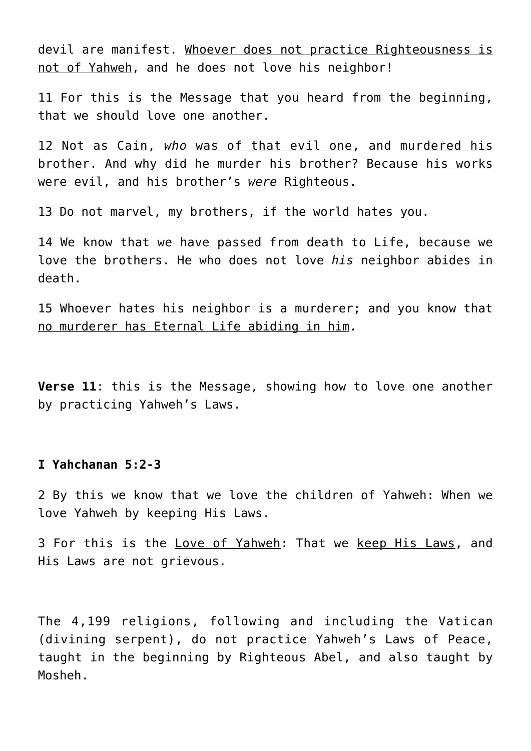devil are manifest. Whoever does not practice Righteousness is not of Yahweh, and he does not love his neighbor!

11 For this is the Message that you heard from the beginning, that we should love one another.

12 Not as Cain, *who* was of that evil one, and murdered his brother. And why did he murder his brother? Because his works were evil, and his brother's *were* Righteous.

13 Do not marvel, my brothers, if the world hates you.

14 We know that we have passed from death to Life, because we love the brothers. He who does not love *his* neighbor abides in death.

15 Whoever hates his neighbor is a murderer; and you know that no murderer has Eternal Life abiding in him.

**Verse 11**: this is the Message, showing how to love one another by practicing Yahweh's Laws.

**I Yahchanan 5:2-3**

2 By this we know that we love the children of Yahweh: When we love Yahweh by keeping His Laws.

3 For this is the Love of Yahweh: That we keep His Laws, and His Laws are not grievous.

The 4,199 religions, following and including the Vatican (divining serpent), do not practice Yahweh's Laws of Peace, taught in the beginning by Righteous Abel, and also taught by Mosheh.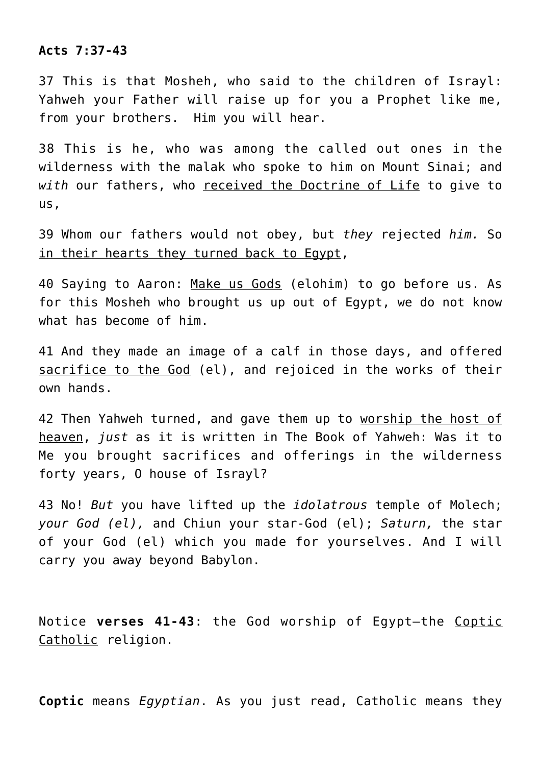**Acts 7:37-43**

37 This is that Mosheh, who said to the children of Israyl: Yahweh your Father will raise up for you a Prophet like me, from your brothers. Him you will hear.

38 This is he, who was among the called out ones in the wilderness with the malak who spoke to him on Mount Sinai; and *with* our fathers, who <u>received the Doctrine of Life</u> to give to us,

39 Whom our fathers would not obey, but *they* rejected *him.* So <u>in their hearts they turned back to Egypt</u>,

40 Saying to Aaron: <u>Make us Gods</u> (elohim) to go before us. As for this Mosheh who brought us up out of Egypt, we do not know what has become of him.

41 And they made an image of a calf in those days, and offered <u>sacrifice to the God</u> (el), and rejoiced in the works of their own hands.

42 Then Yahweh turned, and gave them up to <u>worship the host of heaven</u>, *just* as it is written in The Book of Yahweh: Was it to Me you brought sacrifices and offerings in the wilderness forty years, O house of Israyl?

43 No! *But* you have lifted up the *idolatrous* temple of Molech; *your God (el),* and Chiun your star-God (el); *Saturn,* the star of your God (el) which you made for yourselves. And I will carry you away beyond Babylon.

Notice **verses 41-43**: the God worship of Egypt—the <u>Coptic Catholic</u> religion.

**Coptic** means *Egyptian*. As you just read, Catholic means they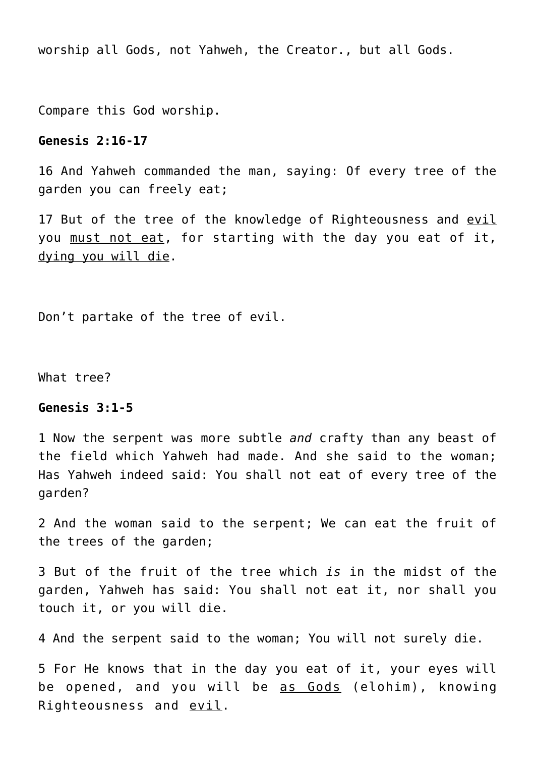worship all Gods, not Yahweh, the Creator., but all Gods.

Compare this God worship.

**Genesis 2:16-17**

16 And Yahweh commanded the man, saying: Of every tree of the garden you can freely eat;

17 But of the tree of the knowledge of Righteousness and evil you must not eat, for starting with the day you eat of it, dying you will die.

Don't partake of the tree of evil.

What tree?

**Genesis 3:1-5**

1 Now the serpent was more subtle *and* crafty than any beast of the field which Yahweh had made. And she said to the woman; Has Yahweh indeed said: You shall not eat of every tree of the garden?

2 And the woman said to the serpent; We can eat the fruit of the trees of the garden;

3 But of the fruit of the tree which *is* in the midst of the garden, Yahweh has said: You shall not eat it, nor shall you touch it, or you will die.

4 And the serpent said to the woman; You will not surely die.

5 For He knows that in the day you eat of it, your eyes will be opened, and you will be as Gods (elohim), knowing Righteousness and evil.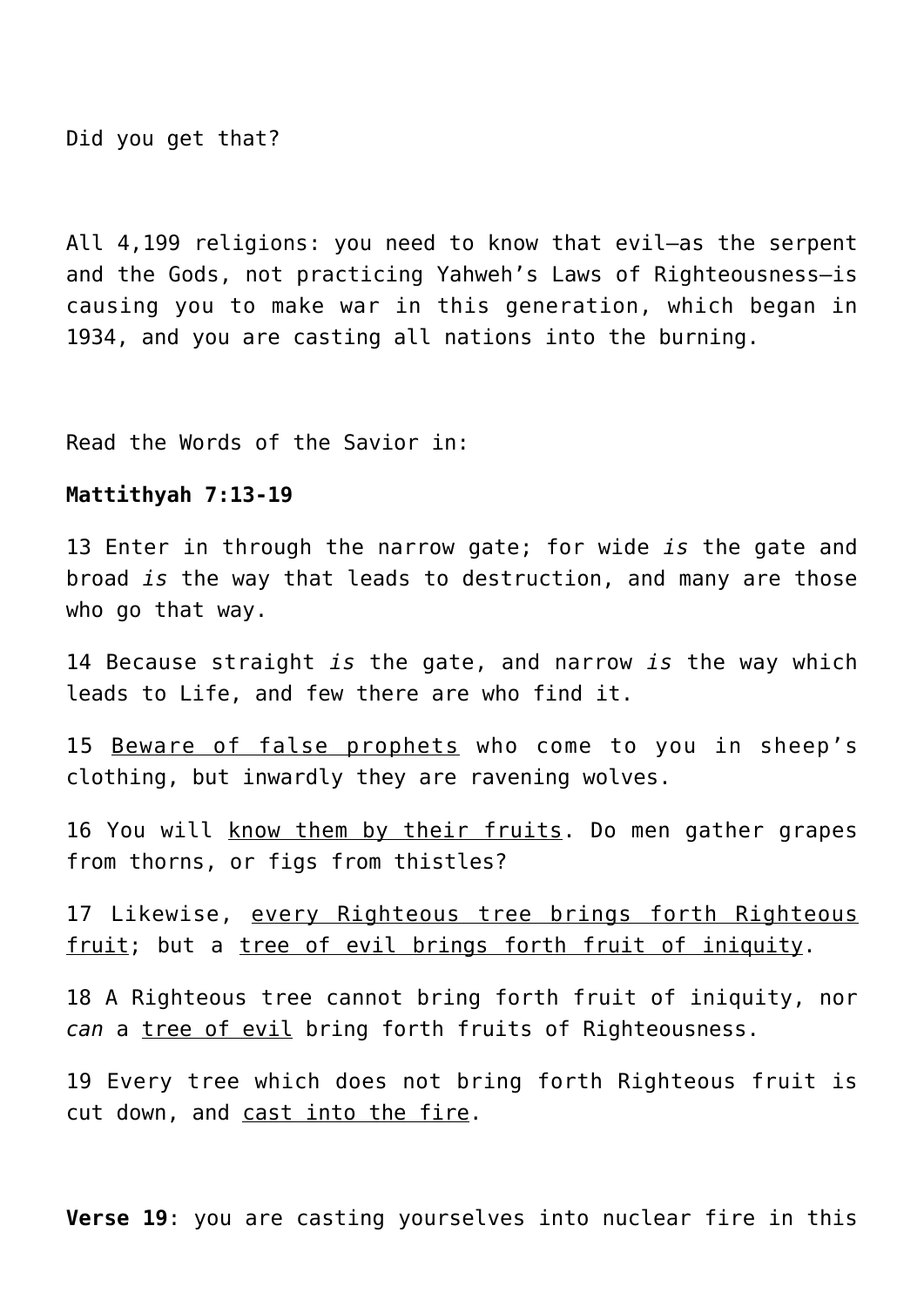Did you get that?

All 4,199 religions: you need to know that evil—as the serpent and the Gods, not practicing Yahweh's Laws of Righteousness—is causing you to make war in this generation, which began in 1934, and you are casting all nations into the burning.

Read the Words of the Savior in:

**Mattithyah 7:13-19**

13 Enter in through the narrow gate; for wide *is* the gate and broad *is* the way that leads to destruction, and many are those who go that way.

14 Because straight *is* the gate, and narrow *is* the way which leads to Life, and few there are who find it.

15 <u>Beware of false prophets</u> who come to you in sheep's clothing, but inwardly they are ravening wolves.

16 You will <u>know them by their fruits</u>. Do men gather grapes from thorns, or figs from thistles?

17 Likewise, <u>every Righteous tree brings forth Righteous fruit</u>; but a <u>tree of evil brings forth fruit of iniquity</u>.

18 A Righteous tree cannot bring forth fruit of iniquity, nor *can* a <u>tree of evil</u> bring forth fruits of Righteousness.

19 Every tree which does not bring forth Righteous fruit is cut down, and <u>cast into the fire</u>.

**Verse 19**: you are casting yourselves into nuclear fire in this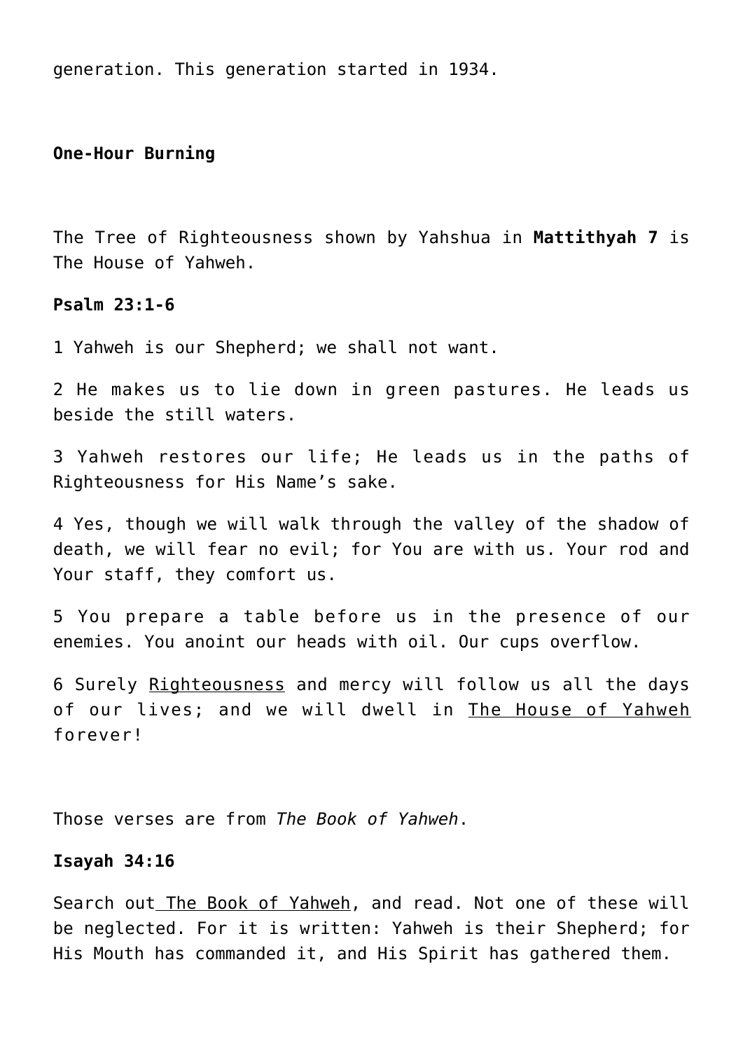generation. This generation started in 1934.

**One-Hour Burning**

The Tree of Righteousness shown by Yahshua in **Mattithyah 7** is The House of Yahweh.

**Psalm 23:1-6**

1 Yahweh is our Shepherd; we shall not want.

2 He makes us to lie down in green pastures. He leads us beside the still waters.

3 Yahweh restores our life; He leads us in the paths of Righteousness for His Name's sake.

4 Yes, though we will walk through the valley of the shadow of death, we will fear no evil; for You are with us. Your rod and Your staff, they comfort us.

5 You prepare a table before us in the presence of our enemies. You anoint our heads with oil. Our cups overflow.

6 Surely Righteousness and mercy will follow us all the days of our lives; and we will dwell in The House of Yahweh forever!

Those verses are from *The Book of Yahweh*.

**Isayah 34:16**

Search out The Book of Yahweh, and read. Not one of these will be neglected. For it is written: Yahweh is their Shepherd; for His Mouth has commanded it, and His Spirit has gathered them.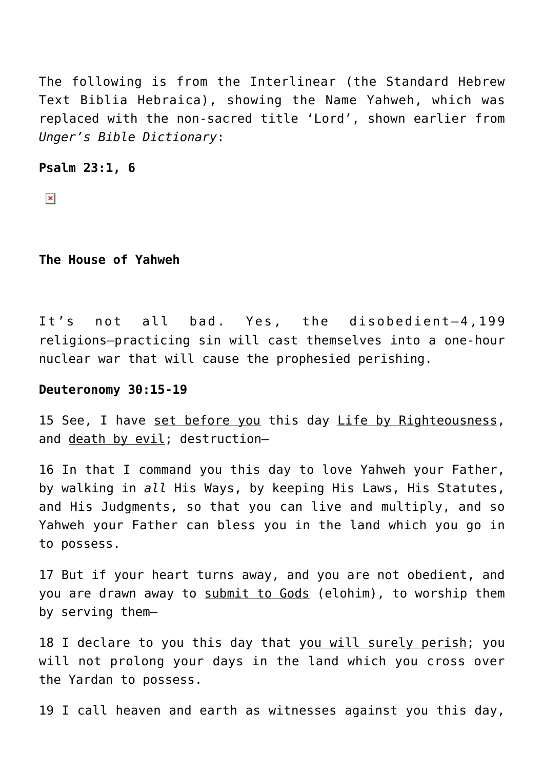The following is from the Interlinear (the Standard Hebrew Text Biblia Hebraica), showing the Name Yahweh, which was replaced with the non-sacred title 'Lord', shown earlier from *Unger's Bible Dictionary*:

**Psalm 23:1, 6**

**The House of Yahweh**

It's not all bad. Yes, the disobedient—4,199 religions—practicing sin will cast themselves into a one-hour nuclear war that will cause the prophesied perishing.

**Deuteronomy 30:15-19**

15 See, I have set before you this day Life by Righteousness, and death by evil; destruction—

16 In that I command you this day to love Yahweh your Father, by walking in *all* His Ways, by keeping His Laws, His Statutes, and His Judgments, so that you can live and multiply, and so Yahweh your Father can bless you in the land which you go in to possess.

17 But if your heart turns away, and you are not obedient, and you are drawn away to submit to Gods (elohim), to worship them by serving them—

18 I declare to you this day that you will surely perish; you will not prolong your days in the land which you cross over the Yardan to possess.

19 I call heaven and earth as witnesses against you this day,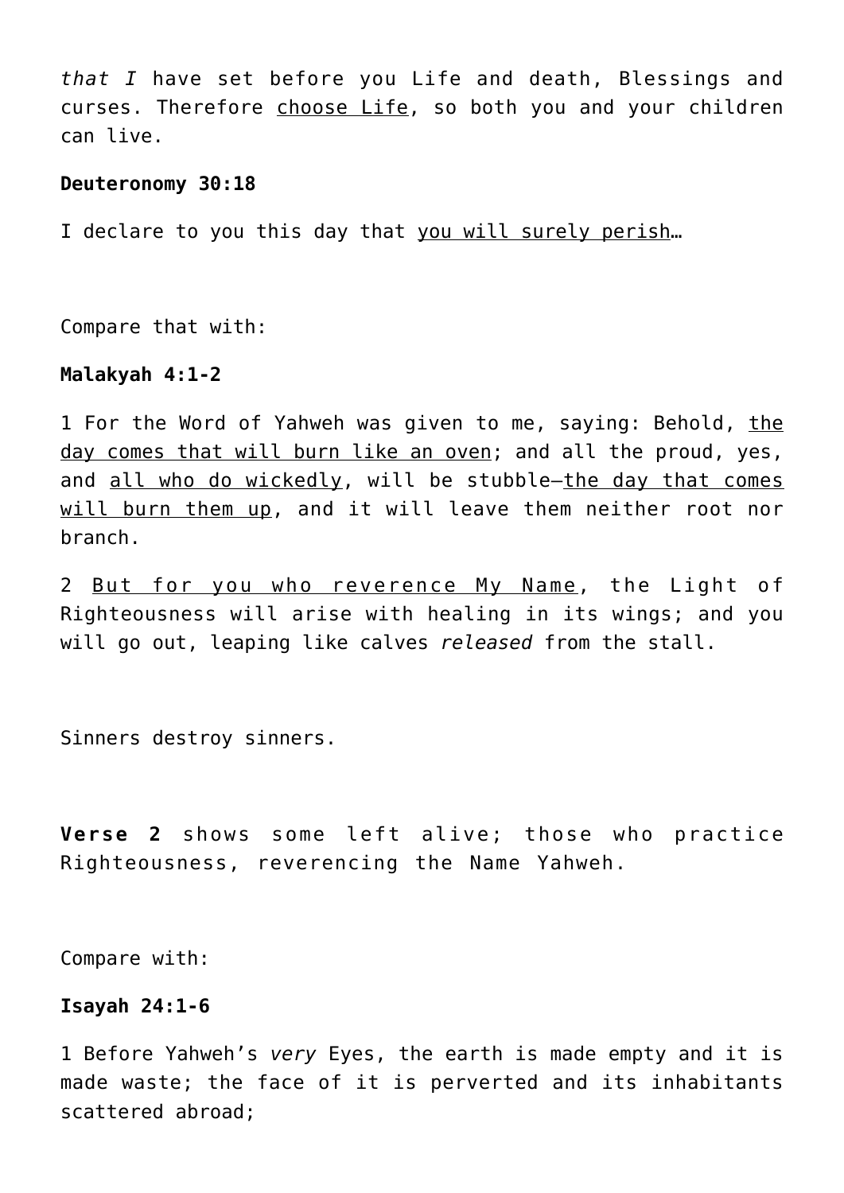*that I* have set before you Life and death, Blessings and curses. Therefore <u>choose Life</u>, so both you and your children can live.

**Deuteronomy 30:18**

I declare to you this day that <u>you will surely perish</u>…

Compare that with:

**Malakyah 4:1-2**

1 For the Word of Yahweh was given to me, saying: Behold, <u>the day comes that will burn like an oven</u>; and all the proud, yes, and <u>all who do wickedly</u>, will be stubble—<u>the day that comes will burn them up</u>, and it will leave them neither root nor branch.

2 <u>But for you who reverence My Name</u>, the Light of Righteousness will arise with healing in its wings; and you will go out, leaping like calves *released* from the stall.

Sinners destroy sinners.

**Verse 2** shows some left alive; those who practice Righteousness, reverencing the Name Yahweh.

Compare with:

**Isayah 24:1-6**

1 Before Yahweh's *very* Eyes, the earth is made empty and it is made waste; the face of it is perverted and its inhabitants scattered abroad;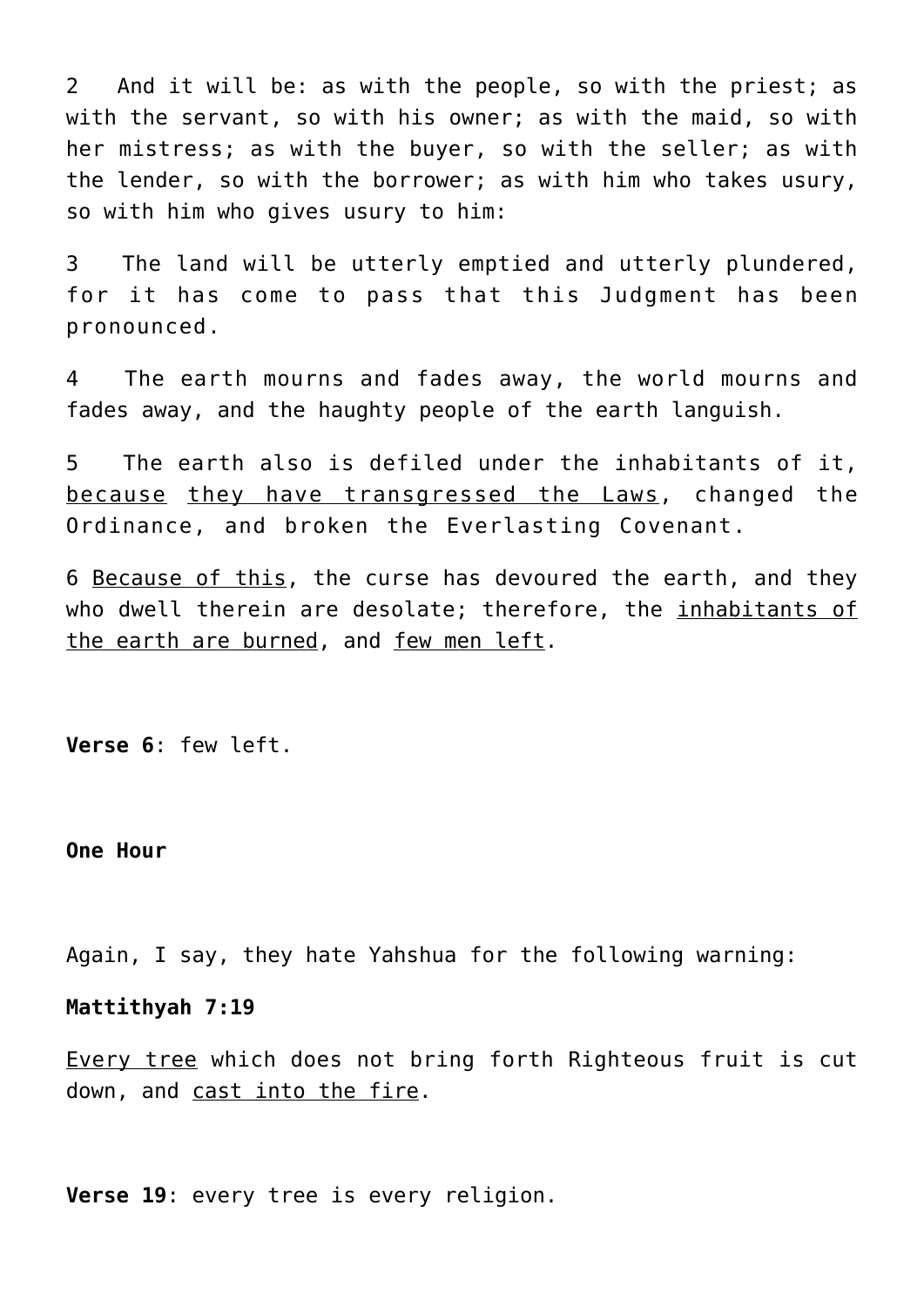2 And it will be: as with the people, so with the priest; as with the servant, so with his owner; as with the maid, so with her mistress; as with the buyer, so with the seller; as with the lender, so with the borrower; as with him who takes usury, so with him who gives usury to him:

3 The land will be utterly emptied and utterly plundered, for it has come to pass that this Judgment has been pronounced.

4 The earth mourns and fades away, the world mourns and fades away, and the haughty people of the earth languish.

5 The earth also is defiled under the inhabitants of it, <u>because</u> <u>they have transgressed the Laws</u>, changed the Ordinance, and broken the Everlasting Covenant.

6 <u>Because of this</u>, the curse has devoured the earth, and they who dwell therein are desolate; therefore, the <u>inhabitants of the earth are burned</u>, and <u>few men left</u>.

**Verse 6**: few left.

**One Hour**

Again, I say, they hate Yahshua for the following warning:

**Mattithyah 7:19**

<u>Every tree</u> which does not bring forth Righteous fruit is cut down, and <u>cast into the fire</u>.

**Verse 19**: every tree is every religion.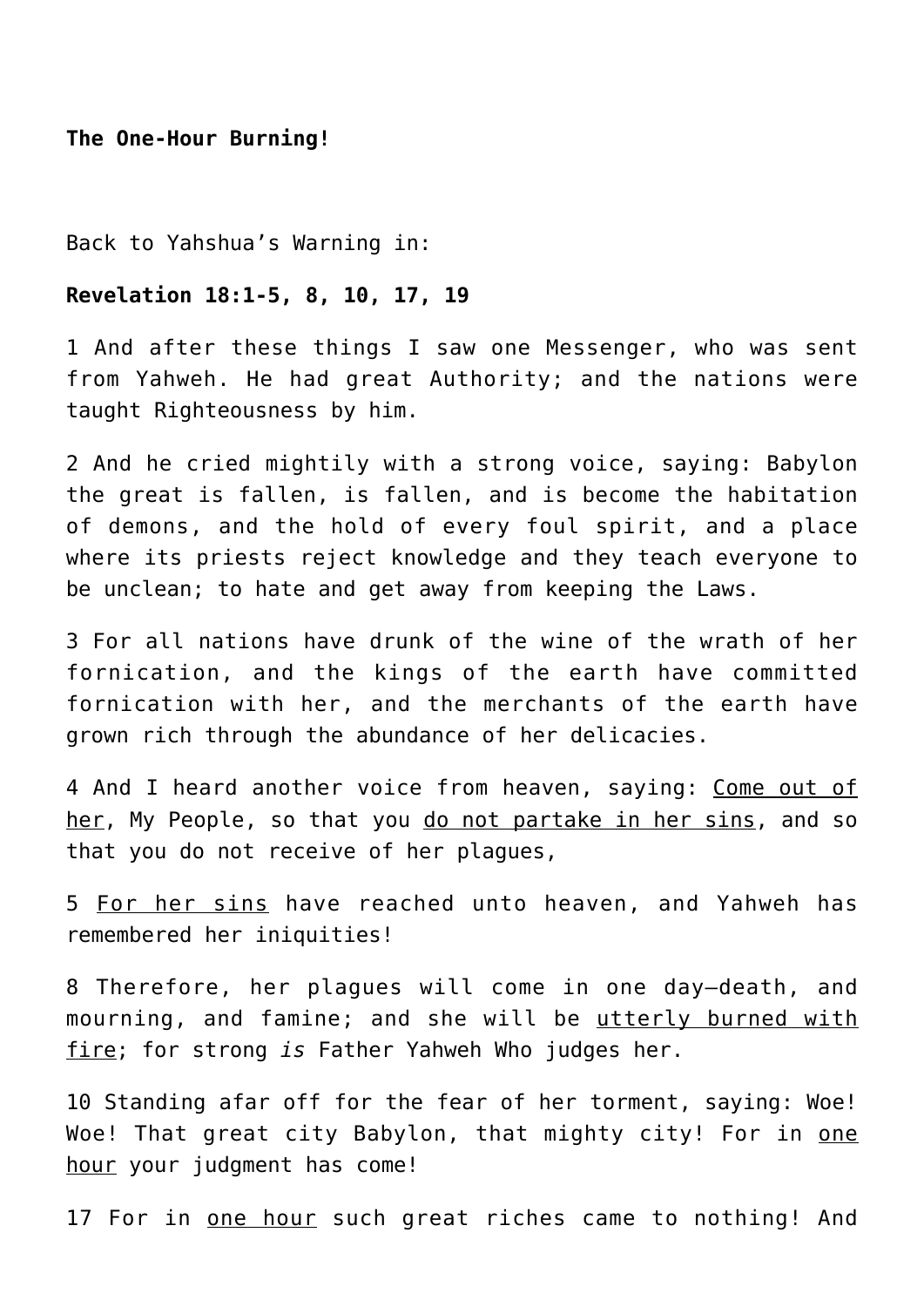**The One-Hour Burning!**

Back to Yahshua's Warning in:

**Revelation 18:1-5, 8, 10, 17, 19**

1 And after these things I saw one Messenger, who was sent from Yahweh. He had great Authority; and the nations were taught Righteousness by him.

2 And he cried mightily with a strong voice, saying: Babylon the great is fallen, is fallen, and is become the habitation of demons, and the hold of every foul spirit, and a place where its priests reject knowledge and they teach everyone to be unclean; to hate and get away from keeping the Laws.

3 For all nations have drunk of the wine of the wrath of her fornication, and the kings of the earth have committed fornication with her, and the merchants of the earth have grown rich through the abundance of her delicacies.

4 And I heard another voice from heaven, saying: <u>Come out of her</u>, My People, so that you <u>do not partake in her sins</u>, and so that you do not receive of her plagues,

5 <u>For her sins</u> have reached unto heaven, and Yahweh has remembered her iniquities!

8 Therefore, her plagues will come in one day—death, and mourning, and famine; and she will be <u>utterly burned with fire</u>; for strong *is* Father Yahweh Who judges her.

10 Standing afar off for the fear of her torment, saying: Woe! Woe! That great city Babylon, that mighty city! For in <u>one hour</u> your judgment has come!

17 For in <u>one hour</u> such great riches came to nothing! And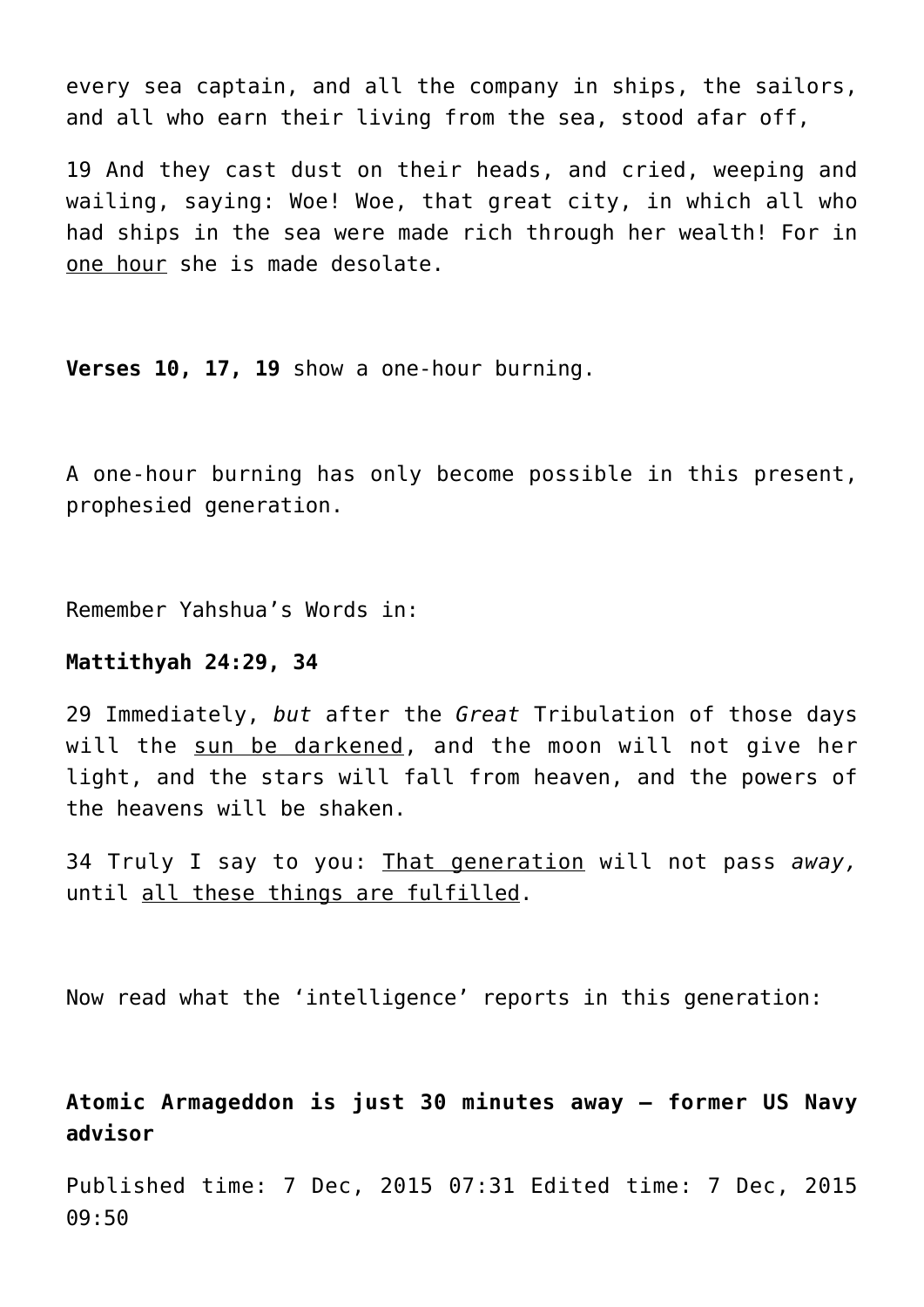every sea captain, and all the company in ships, the sailors, and all who earn their living from the sea, stood afar off,

19 And they cast dust on their heads, and cried, weeping and wailing, saying: Woe! Woe, that great city, in which all who had ships in the sea were made rich through her wealth! For in <u>one hour</u> she is made desolate.

**Verses 10, 17, 19** show a one-hour burning.

A one-hour burning has only become possible in this present, prophesied generation.

Remember Yahshua's Words in:

**Mattithyah 24:29, 34**

29 Immediately, *but* after the *Great* Tribulation of those days will the <u>sun be darkened</u>, and the moon will not give her light, and the stars will fall from heaven, and the powers of the heavens will be shaken.

34 Truly I say to you: <u>That generation</u> will not pass *away,* until <u>all these things are fulfilled</u>.

Now read what the 'intelligence' reports in this generation:

**Atomic Armageddon is just 30 minutes away – former US Navy advisor**

Published time: 7 Dec, 2015 07:31 Edited time: 7 Dec, 2015 09:50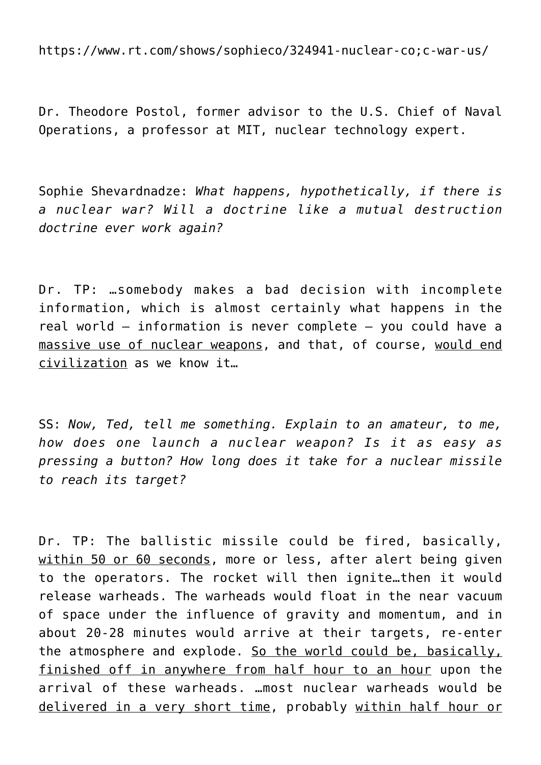https://www.rt.com/shows/sophieco/324941-nuclear-co;c-war-us/

Dr. Theodore Postol, former advisor to the U.S. Chief of Naval Operations, a professor at MIT, nuclear technology expert.

Sophie Shevardnadze: *What happens, hypothetically, if there is a nuclear war? Will a doctrine like a mutual destruction doctrine ever work again?*

Dr. TP: …somebody makes a bad decision with incomplete information, which is almost certainly what happens in the real world – information is never complete – you could have a <u>massive use of nuclear weapons</u>, and that, of course, <u>would end civilization</u> as we know it…

SS: *Now, Ted, tell me something. Explain to an amateur, to me, how does one launch a nuclear weapon? Is it as easy as pressing a button? How long does it take for a nuclear missile to reach its target?*

Dr. TP: The ballistic missile could be fired, basically, <u>within 50 or 60 seconds</u>, more or less, after alert being given to the operators. The rocket will then ignite…then it would release warheads. The warheads would float in the near vacuum of space under the influence of gravity and momentum, and in about 20-28 minutes would arrive at their targets, re-enter the atmosphere and explode. <u>So the world could be, basically, finished off in anywhere from half hour to an hour</u> upon the arrival of these warheads. …most nuclear warheads would be <u>delivered in a very short time</u>, probably <u>within half hour or</u>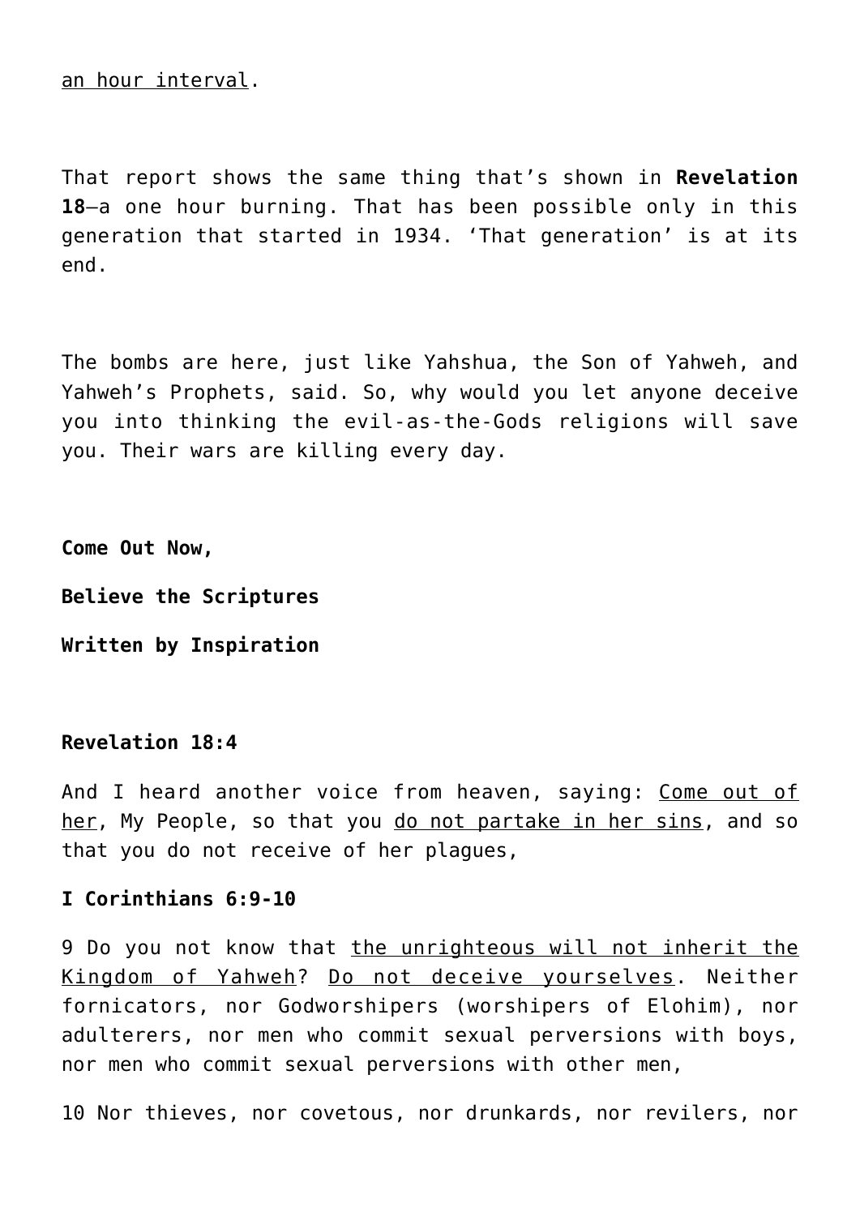an hour interval.

That report shows the same thing that's shown in **Revelation 18**—a one hour burning. That has been possible only in this generation that started in 1934. 'That generation' is at its end.

The bombs are here, just like Yahshua, the Son of Yahweh, and Yahweh's Prophets, said. So, why would you let anyone deceive you into thinking the evil-as-the-Gods religions will save you. Their wars are killing every day.

**Come Out Now,**

**Believe the Scriptures**

**Written by Inspiration**

**Revelation 18:4**

And I heard another voice from heaven, saying: Come out of her, My People, so that you do not partake in her sins, and so that you do not receive of her plagues,

**I Corinthians 6:9-10**

9 Do you not know that the unrighteous will not inherit the Kingdom of Yahweh? Do not deceive yourselves. Neither fornicators, nor Godworshipers (worshipers of Elohim), nor adulterers, nor men who commit sexual perversions with boys, nor men who commit sexual perversions with other men,

10 Nor thieves, nor covetous, nor drunkards, nor revilers, nor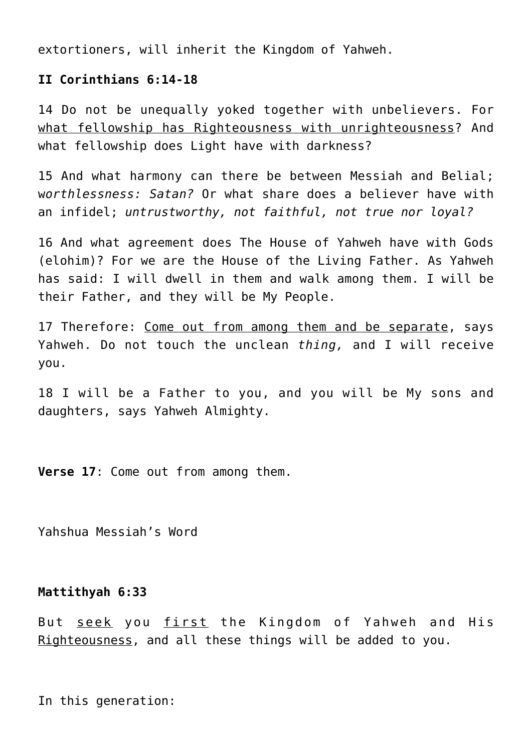extortioners, will inherit the Kingdom of Yahweh.

**II Corinthians 6:14-18**

14 Do not be unequally yoked together with unbelievers. For what fellowship has Righteousness with unrighteousness? And what fellowship does Light have with darkness?

15 And what harmony can there be between Messiah and Belial; w*orthlessness: Satan?* Or what share does a believer have with an infidel; *untrustworthy, not faithful, not true nor loyal?*

16 And what agreement does The House of Yahweh have with Gods (elohim)? For we are the House of the Living Father. As Yahweh has said: I will dwell in them and walk among them. I will be their Father, and they will be My People.

17 Therefore: Come out from among them and be separate, says Yahweh. Do not touch the unclean *thing,* and I will receive you.

18 I will be a Father to you, and you will be My sons and daughters, says Yahweh Almighty.

**Verse 17**: Come out from among them.

Yahshua Messiah's Word

**Mattithyah 6:33**

But seek you first the Kingdom of Yahweh and His Righteousness, and all these things will be added to you.

In this generation: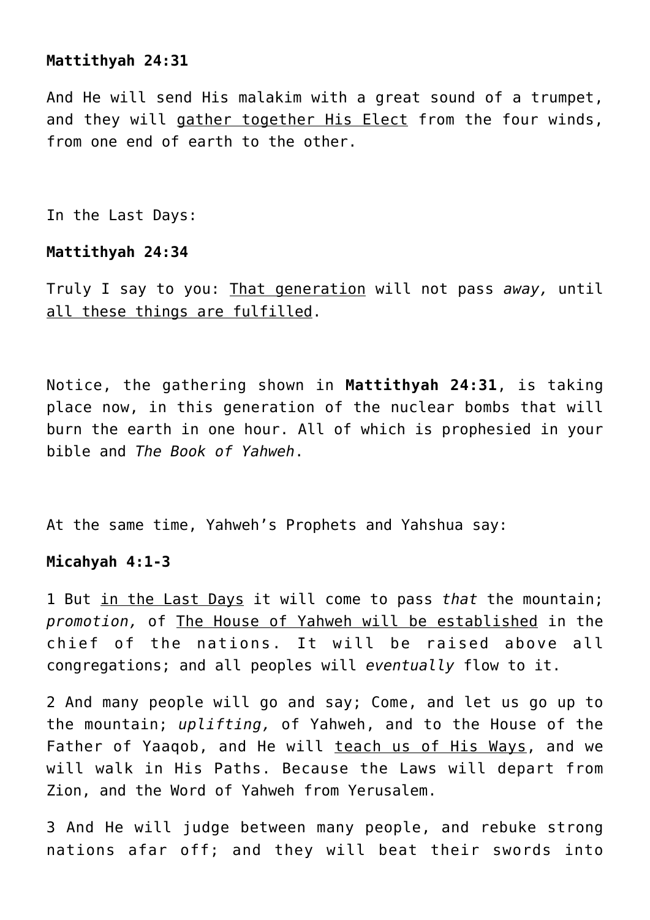**Mattithyah 24:31**

And He will send His malakim with a great sound of a trumpet, and they will gather together His Elect from the four winds, from one end of earth to the other.

In the Last Days:

**Mattithyah 24:34**

Truly I say to you: That generation will not pass *away,* until all these things are fulfilled.

Notice, the gathering shown in **Mattithyah 24:31**, is taking place now, in this generation of the nuclear bombs that will burn the earth in one hour. All of which is prophesied in your bible and *The Book of Yahweh*.

At the same time, Yahweh's Prophets and Yahshua say:

**Micahyah 4:1-3**

1 But in the Last Days it will come to pass *that* the mountain; *promotion,* of The House of Yahweh will be established in the chief of the nations. It will be raised above all congregations; and all peoples will *eventually* flow to it.

2 And many people will go and say; Come, and let us go up to the mountain; *uplifting,* of Yahweh, and to the House of the Father of Yaaqob, and He will teach us of His Ways, and we will walk in His Paths. Because the Laws will depart from Zion, and the Word of Yahweh from Yerusalem.

3 And He will judge between many people, and rebuke strong nations afar off; and they will beat their swords into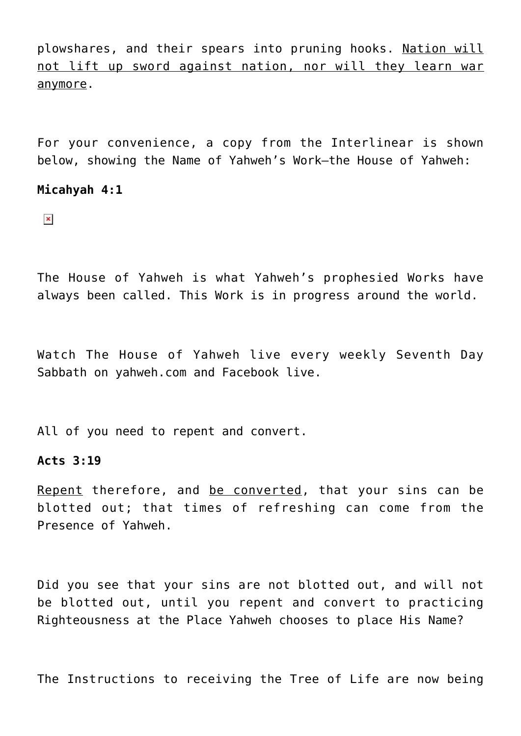plowshares, and their spears into pruning hooks. <u>Nation will not lift up sword against nation, nor will they learn war anymore</u>.

For your convenience, a copy from the Interlinear is shown below, showing the Name of Yahweh's Work—the House of Yahweh:

**Micahyah 4:1**

The House of Yahweh is what Yahweh's prophesied Works have always been called. This Work is in progress around the world.

Watch The House of Yahweh live every weekly Seventh Day Sabbath on yahweh.com and Facebook live.

All of you need to repent and convert.

**Acts 3:19**

<u>Repent</u> therefore, and <u>be converted</u>, that your sins can be blotted out; that times of refreshing can come from the Presence of Yahweh.

Did you see that your sins are not blotted out, and will not be blotted out, until you repent and convert to practicing Righteousness at the Place Yahweh chooses to place His Name?

The Instructions to receiving the Tree of Life are now being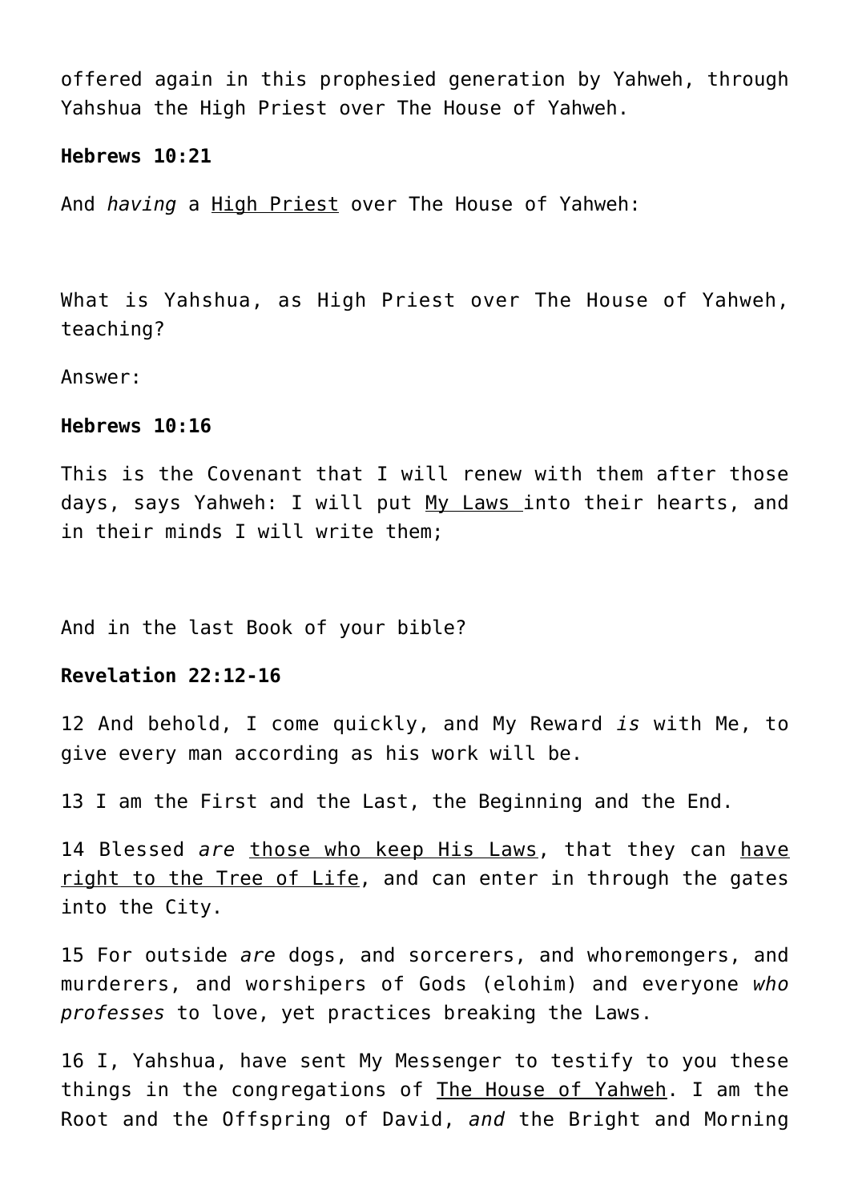offered again in this prophesied generation by Yahweh, through Yahshua the High Priest over The House of Yahweh.

**Hebrews 10:21**

And *having* a <u>High Priest</u> over The House of Yahweh:

What is Yahshua, as High Priest over The House of Yahweh, teaching?

Answer:

**Hebrews 10:16**

This is the Covenant that I will renew with them after those days, says Yahweh: I will put <u>My Laws</u> into their hearts, and in their minds I will write them;

And in the last Book of your bible?

**Revelation 22:12-16**

12 And behold, I come quickly, and My Reward *is* with Me, to give every man according as his work will be.

13 I am the First and the Last, the Beginning and the End.

14 Blessed *are* <u>those who keep His Laws</u>, that they can <u>have right to the Tree of Life</u>, and can enter in through the gates into the City.

15 For outside *are* dogs, and sorcerers, and whoremongers, and murderers, and worshipers of Gods (elohim) and everyone *who professes* to love, yet practices breaking the Laws.

16 I, Yahshua, have sent My Messenger to testify to you these things in the congregations of <u>The House of Yahweh</u>. I am the Root and the Offspring of David, *and* the Bright and Morning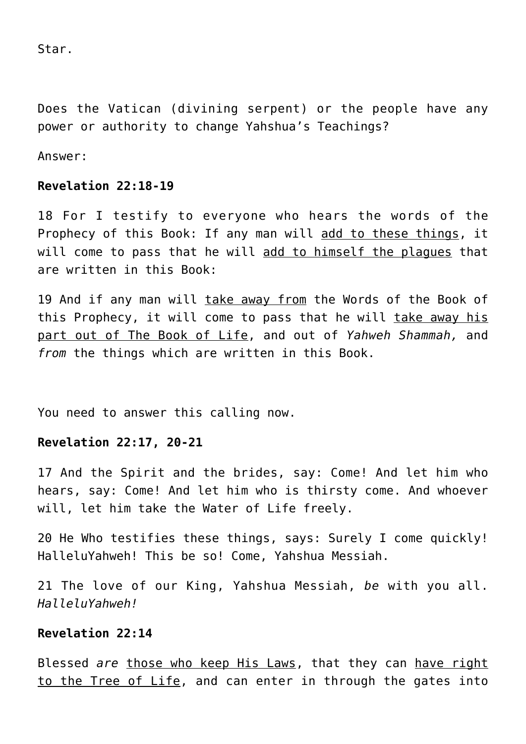Star.

Does the Vatican (divining serpent) or the people have any power or authority to change Yahshua's Teachings?

Answer:

**Revelation 22:18-19**

18 For I testify to everyone who hears the words of the Prophecy of this Book: If any man will <u>add to these things</u>, it will come to pass that he will <u>add to himself the plagues</u> that are written in this Book:

19 And if any man will <u>take away from</u> the Words of the Book of this Prophecy, it will come to pass that he will <u>take away his part out of The Book of Life</u>, and out of *Yahweh Shammah,* and *from* the things which are written in this Book.

You need to answer this calling now.

**Revelation 22:17, 20-21**

17 And the Spirit and the brides, say: Come! And let him who hears, say: Come! And let him who is thirsty come. And whoever will, let him take the Water of Life freely.

20 He Who testifies these things, says: Surely I come quickly! HalleluYahweh! This be so! Come, Yahshua Messiah.

21 The love of our King, Yahshua Messiah, *be* with you all. *HalleluYahweh!*

**Revelation 22:14**

Blessed *are* <u>those who keep His Laws</u>, that they can <u>have right to the Tree of Life</u>, and can enter in through the gates into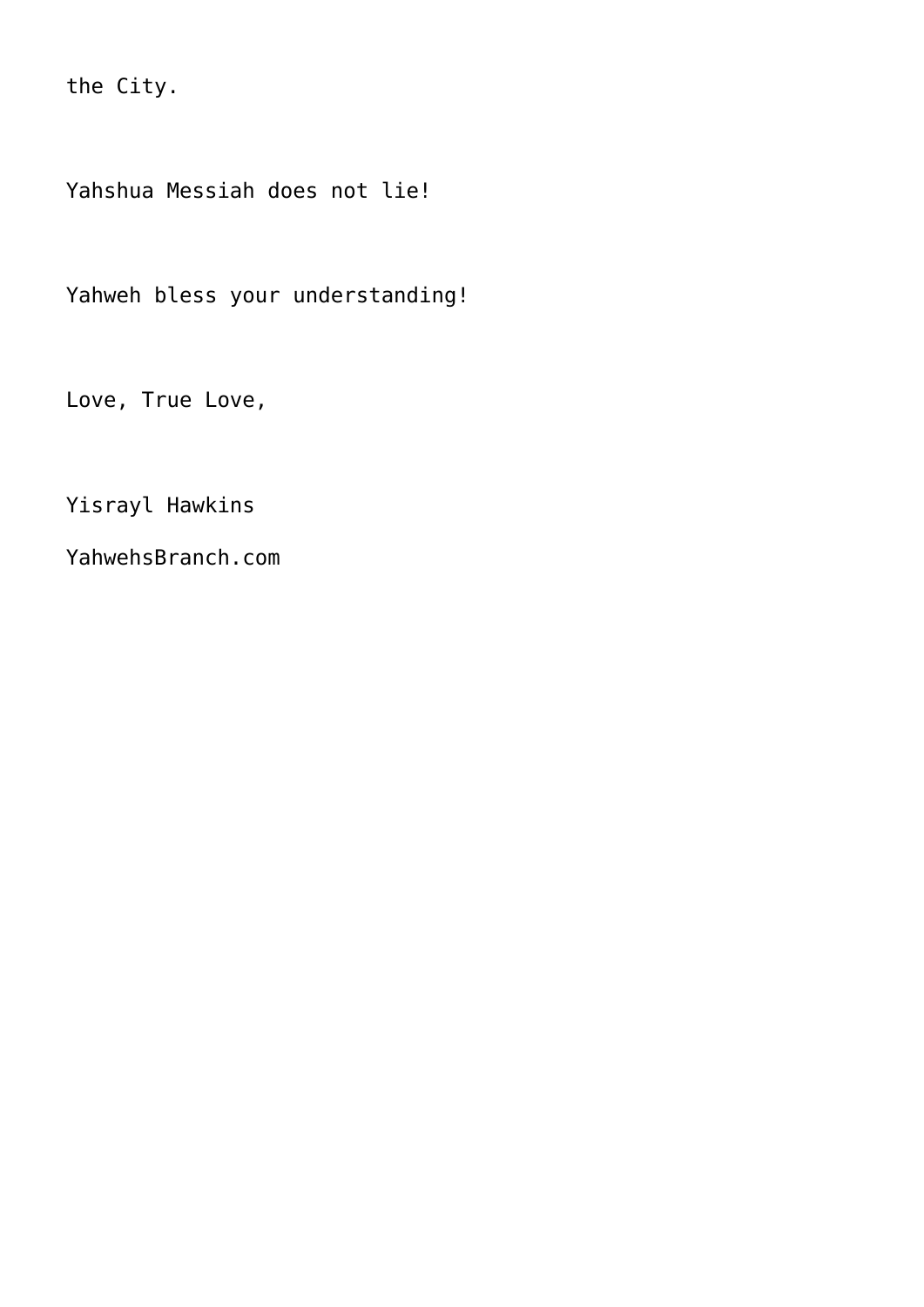the City.

Yahshua Messiah does not lie!

Yahweh bless your understanding!

Love, True Love,

Yisrayl Hawkins

YahwehsBranch.com